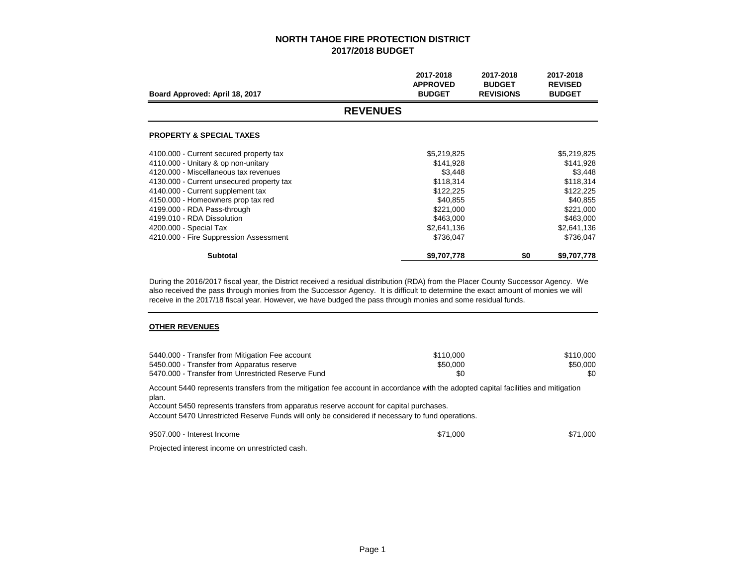# NORTH TAHOE FIRE PROTECTION DISTRICT
## 2017/2018 BUDGET

| Board Approved: April 18, 2017 | 2017-2018 APPROVED BUDGET | 2017-2018 BUDGET REVISIONS | 2017-2018 REVISED BUDGET |
|---|---|---|---|

## REVENUES

### PROPERTY & SPECIAL TAXES

| | 2017-2018 APPROVED BUDGET | 2017-2018 BUDGET REVISIONS | 2017-2018 REVISED BUDGET |
|---|---|---|---|
| 4100.000 - Current secured property tax | $5,219,825 | | $5,219,825 |
| 4110.000 - Unitary & op non-unitary | $141,928 | | $141,928 |
| 4120.000 - Miscellaneous tax revenues | $3,448 | | $3,448 |
| 4130.000 - Current unsecured property tax | $118,314 | | $118,314 |
| 4140.000 - Current supplement tax | $122,225 | | $122,225 |
| 4150.000 - Homeowners prop tax red | $40,855 | | $40,855 |
| 4199.000 - RDA Pass-through | $221,000 | | $221,000 |
| 4199.010 - RDA Dissolution | $463,000 | | $463,000 |
| 4200.000 - Special Tax | $2,641,136 | | $2,641,136 |
| 4210.000 - Fire Suppression Assessment | $736,047 | | $736,047 |
| **Subtotal** | **$9,707,778** | **$0** | **$9,707,778** |

During the 2016/2017 fiscal year, the District received a residual distribution (RDA) from the Placer County Successor Agency. We also received the pass through monies from the Successor Agency. It is difficult to determine the exact amount of monies we will receive in the 2017/18 fiscal year. However, we have budged the pass through monies and some residual funds.

### OTHER REVENUES

| | 2017-2018 APPROVED BUDGET | 2017-2018 BUDGET REVISIONS | 2017-2018 REVISED BUDGET |
|---|---|---|---|
| 5440.000 - Transfer from Mitigation Fee account | $110,000 | | $110,000 |
| 5450.000 - Transfer from Apparatus reserve | $50,000 | | $50,000 |
| 5470.000 - Transfer from Unrestricted Reserve Fund | $0 | | $0 |

Account 5440 represents transfers from the mitigation fee account in accordance with the adopted capital facilities and mitigation plan.

Account 5450 represents transfers from apparatus reserve account for capital purchases.

Account 5470 Unrestricted Reserve Funds will only be considered if necessary to fund operations.

| | 2017-2018 APPROVED BUDGET | 2017-2018 BUDGET REVISIONS | 2017-2018 REVISED BUDGET |
|---|---|---|---|
| 9507.000 - Interest Income | $71,000 | | $71,000 |

Projected interest income on unrestricted cash.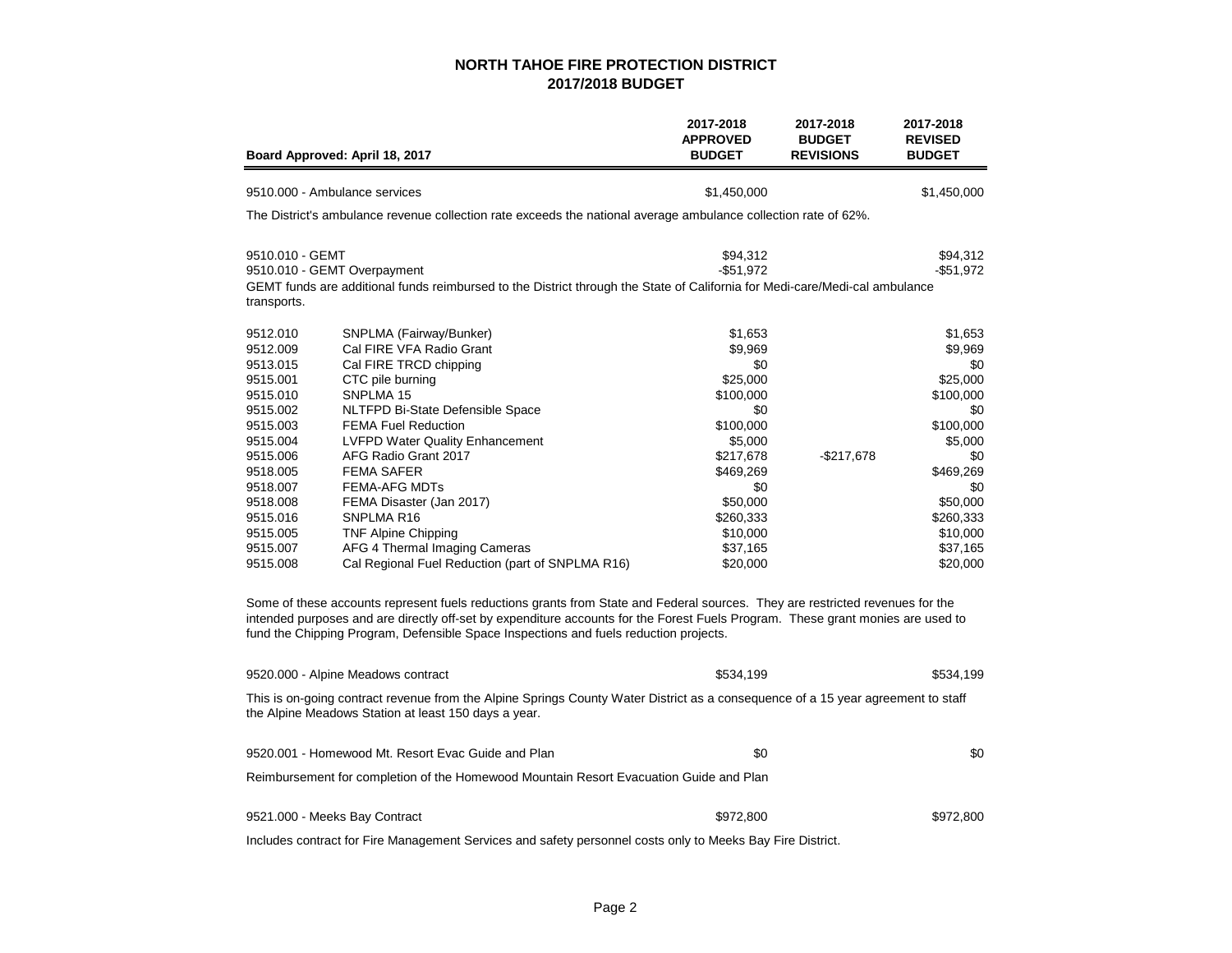# NORTH TAHOE FIRE PROTECTION DISTRICT
## 2017/2018 BUDGET

| Board Approved: April 18, 2017 | | 2017-2018 APPROVED BUDGET | 2017-2018 BUDGET REVISIONS | 2017-2018 REVISED BUDGET |
|---|---|---|---|---|
| 9510.000 - Ambulance services | | $1,450,000 | | $1,450,000 |

The District's ambulance revenue collection rate exceeds the national average ambulance collection rate of 62%.

| | | | | |
|---|---|---|---|---|
| 9510.010 - GEMT | | $94,312 | | $94,312 |
| 9510.010 - GEMT Overpayment | | -$51,972 | | -$51,972 |

GEMT funds are additional funds reimbursed to the District through the State of California for Medi-care/Medi-cal ambulance transports.

| | | | | |
|---|---|---|---|---|
| 9512.010 | SNPLMA (Fairway/Bunker) | $1,653 | | $1,653 |
| 9512.009 | Cal FIRE VFA Radio Grant | $9,969 | | $9,969 |
| 9513.015 | Cal FIRE TRCD chipping | $0 | | $0 |
| 9515.001 | CTC pile burning | $25,000 | | $25,000 |
| 9515.010 | SNPLMA 15 | $100,000 | | $100,000 |
| 9515.002 | NLTFPD Bi-State Defensible Space | $0 | | $0 |
| 9515.003 | FEMA Fuel Reduction | $100,000 | | $100,000 |
| 9515.004 | LVFPD Water Quality Enhancement | $5,000 | | $5,000 |
| 9515.006 | AFG Radio Grant 2017 | $217,678 | -$217,678 | $0 |
| 9518.005 | FEMA SAFER | $469,269 | | $469,269 |
| 9518.007 | FEMA-AFG MDTs | $0 | | $0 |
| 9518.008 | FEMA Disaster (Jan 2017) | $50,000 | | $50,000 |
| 9515.016 | SNPLMA R16 | $260,333 | | $260,333 |
| 9515.005 | TNF Alpine Chipping | $10,000 | | $10,000 |
| 9515.007 | AFG 4 Thermal Imaging Cameras | $37,165 | | $37,165 |
| 9515.008 | Cal Regional Fuel Reduction (part of SNPLMA R16) | $20,000 | | $20,000 |

Some of these accounts represent fuels reductions grants from State and Federal sources. They are restricted revenues for the intended purposes and are directly off-set by expenditure accounts for the Forest Fuels Program. These grant monies are used to fund the Chipping Program, Defensible Space Inspections and fuels reduction projects.

| | | | | |
|---|---|---|---|---|
| 9520.000 - Alpine Meadows contract | | $534,199 | | $534,199 |

This is on-going contract revenue from the Alpine Springs County Water District as a consequence of a 15 year agreement to staff the Alpine Meadows Station at least 150 days a year.

| | | | | |
|---|---|---|---|---|
| 9520.001 - Homewood Mt. Resort Evac Guide and Plan | | $0 | | $0 |

Reimbursement for completion of the Homewood Mountain Resort Evacuation Guide and Plan

| | | | | |
|---|---|---|---|---|
| 9521.000 - Meeks Bay Contract | | $972,800 | | $972,800 |

Includes contract for Fire Management Services and safety personnel costs only to Meeks Bay Fire District.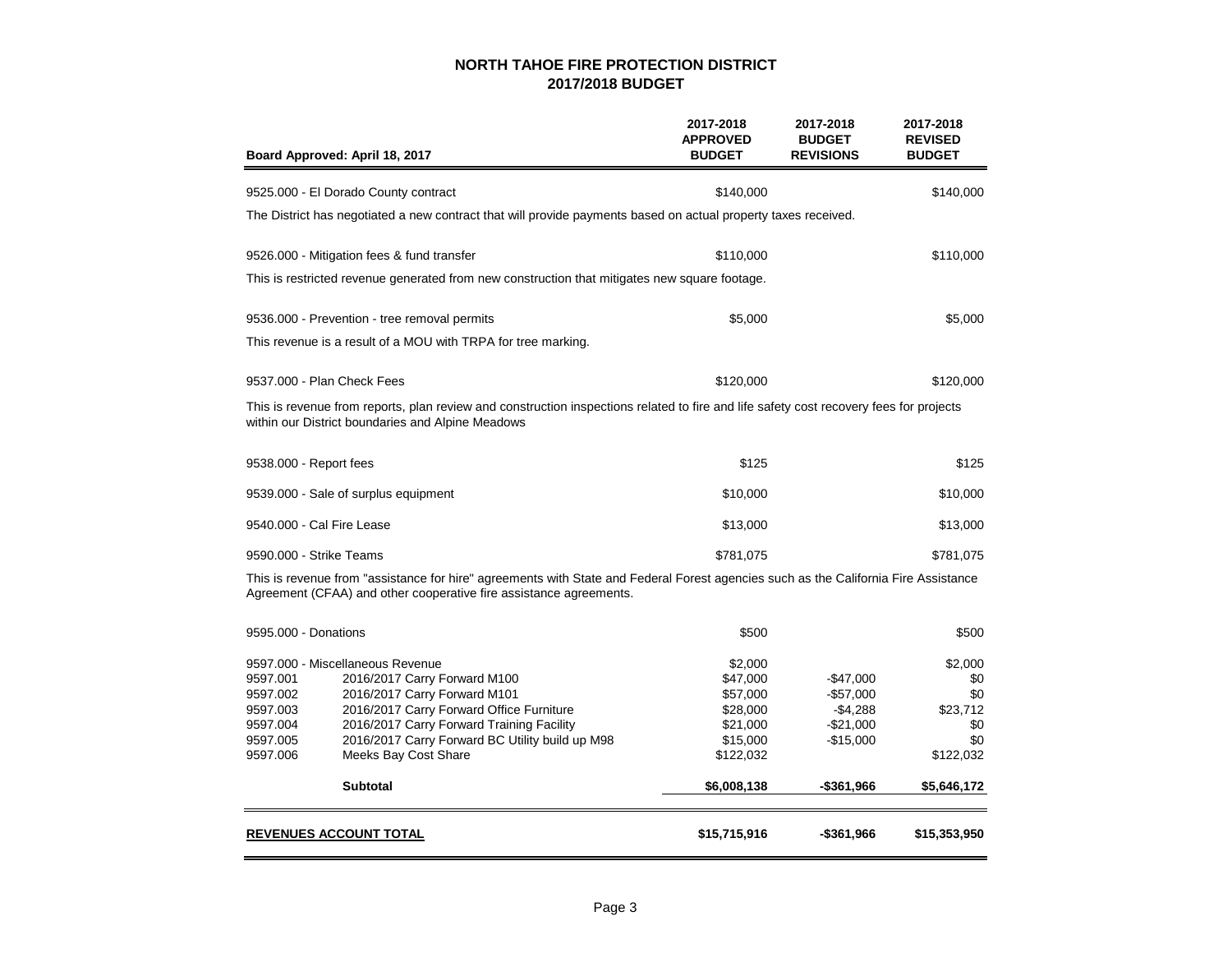# NORTH TAHOE FIRE PROTECTION DISTRICT

## 2017/2018 BUDGET

| Board Approved: April 18, 2017 | | 2017-2018 APPROVED BUDGET | 2017-2018 BUDGET REVISIONS | 2017-2018 REVISED BUDGET |
|---|---|---|---|---|
| 9525.000 - El Dorado County contract | | $140,000 | | $140,000 |
| The District has negotiated a new contract that will provide payments based on actual property taxes received. | | | | |
| 9526.000 - Mitigation fees & fund transfer | | $110,000 | | $110,000 |
| This is restricted revenue generated from new construction that mitigates new square footage. | | | | |
| 9536.000 - Prevention - tree removal permits | | $5,000 | | $5,000 |
| This revenue is a result of a MOU with TRPA for tree marking. | | | | |
| 9537.000 - Plan Check Fees | | $120,000 | | $120,000 |
| This is revenue from reports, plan review and construction inspections related to fire and life safety cost recovery fees for projects within our District boundaries and Alpine Meadows | | | | |
| 9538.000 - Report fees | | $125 | | $125 |
| 9539.000 - Sale of surplus equipment | | $10,000 | | $10,000 |
| 9540.000 - Cal Fire Lease | | $13,000 | | $13,000 |
| 9590.000 - Strike Teams | | $781,075 | | $781,075 |
| This is revenue from "assistance for hire" agreements with State and Federal Forest agencies such as the California Fire Assistance Agreement (CFAA) and other cooperative fire assistance agreements. | | | | |
| 9595.000 - Donations | | $500 | | $500 |
| 9597.000 - Miscellaneous Revenue | | $2,000 | | $2,000 |
| 9597.001 | 2016/2017 Carry Forward M100 | $47,000 | -$47,000 | $0 |
| 9597.002 | 2016/2017 Carry Forward M101 | $57,000 | -$57,000 | $0 |
| 9597.003 | 2016/2017 Carry Forward Office Furniture | $28,000 | -$4,288 | $23,712 |
| 9597.004 | 2016/2017 Carry Forward Training Facility | $21,000 | -$21,000 | $0 |
| 9597.005 | 2016/2017 Carry Forward BC Utility build up M98 | $15,000 | -$15,000 | $0 |
| 9597.006 | Meeks Bay Cost Share | $122,032 | | $122,032 |
| | **Subtotal** | **$6,008,138** | **-$361,966** | **$5,646,172** |
| **REVENUES ACCOUNT TOTAL** | | **$15,715,916** | **-$361,966** | **$15,353,950** |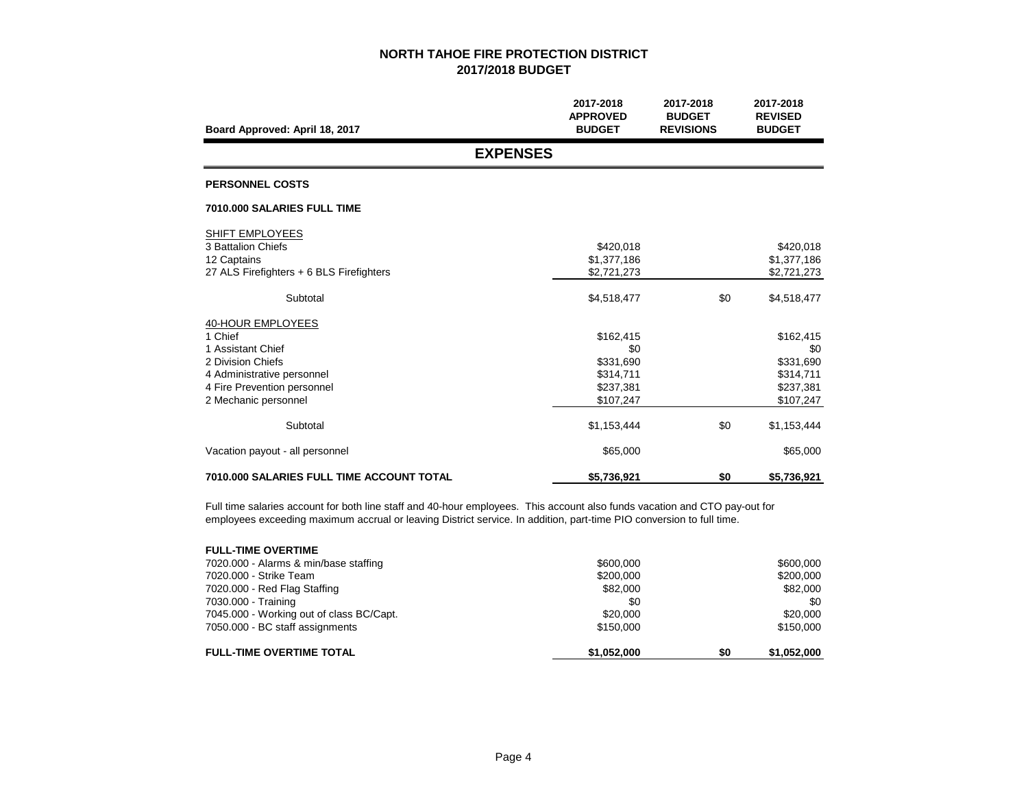# NORTH TAHOE FIRE PROTECTION DISTRICT
## 2017/2018 BUDGET

| Board Approved: April 18, 2017 | 2017-2018 APPROVED BUDGET | 2017-2018 BUDGET REVISIONS | 2017-2018 REVISED BUDGET |
|---|---|---|---|

## EXPENSES

**PERSONNEL COSTS**

**7010.000 SALARIES FULL TIME**

| | 2017-2018 APPROVED BUDGET | 2017-2018 BUDGET REVISIONS | 2017-2018 REVISED BUDGET |
|---|---|---|---|
| SHIFT EMPLOYEES | | | |
| 3 Battalion Chiefs | $420,018 | | $420,018 |
| 12 Captains | $1,377,186 | | $1,377,186 |
| 27 ALS Firefighters + 6 BLS Firefighters | $2,721,273 | | $2,721,273 |
| Subtotal | $4,518,477 | $0 | $4,518,477 |
| 40-HOUR EMPLOYEES | | | |
| 1 Chief | $162,415 | | $162,415 |
| 1 Assistant Chief | $0 | | $0 |
| 2 Division Chiefs | $331,690 | | $331,690 |
| 4 Administrative personnel | $314,711 | | $314,711 |
| 4 Fire Prevention personnel | $237,381 | | $237,381 |
| 2 Mechanic personnel | $107,247 | | $107,247 |
| Subtotal | $1,153,444 | $0 | $1,153,444 |
| Vacation payout - all personnel | $65,000 | | $65,000 |
| **7010.000 SALARIES FULL TIME ACCOUNT TOTAL** | **$5,736,921** | **$0** | **$5,736,921** |

Full time salaries account for both line staff and 40-hour employees. This account also funds vacation and CTO pay-out for employees exceeding maximum accrual or leaving District service. In addition, part-time PIO conversion to full time.

| **FULL-TIME OVERTIME** | 2017-2018 APPROVED BUDGET | 2017-2018 BUDGET REVISIONS | 2017-2018 REVISED BUDGET |
|---|---|---|---|
| 7020.000 - Alarms & min/base staffing | $600,000 | | $600,000 |
| 7020.000 - Strike Team | $200,000 | | $200,000 |
| 7020.000 - Red Flag Staffing | $82,000 | | $82,000 |
| 7030.000 - Training | $0 | | $0 |
| 7045.000 - Working out of class BC/Capt. | $20,000 | | $20,000 |
| 7050.000 - BC staff assignments | $150,000 | | $150,000 |
| **FULL-TIME OVERTIME TOTAL** | **$1,052,000** | **$0** | **$1,052,000** |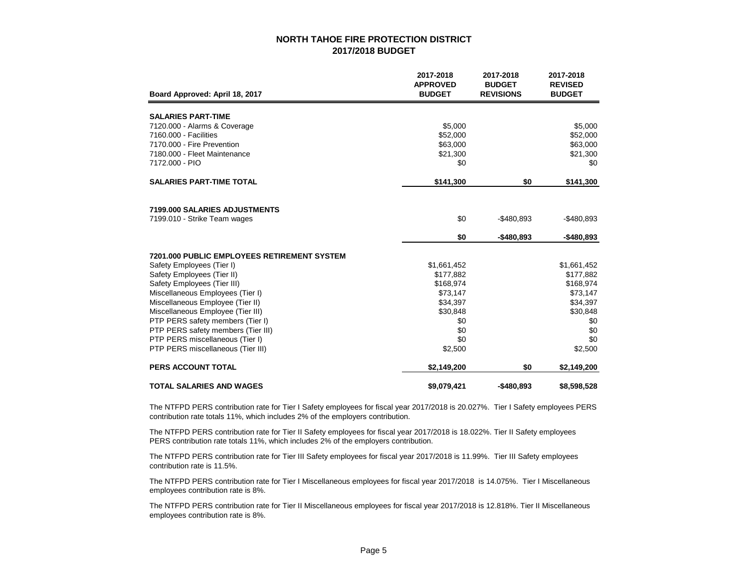# NORTH TAHOE FIRE PROTECTION DISTRICT
## 2017/2018 BUDGET

| Board Approved: April 18, 2017 | 2017-2018 APPROVED BUDGET | 2017-2018 BUDGET REVISIONS | 2017-2018 REVISED BUDGET |
|---|---|---|---|
| **SALARIES PART-TIME** | | | |
| 7120.000 - Alarms & Coverage | $5,000 | | $5,000 |
| 7160.000 - Facilities | $52,000 | | $52,000 |
| 7170.000 - Fire Prevention | $63,000 | | $63,000 |
| 7180.000 - Fleet Maintenance | $21,300 | | $21,300 |
| 7172.000 - PIO | $0 | | $0 |
| **SALARIES PART-TIME TOTAL** | **$141,300** | **$0** | **$141,300** |
| **7199.000 SALARIES ADJUSTMENTS** | | | |
| 7199.010 - Strike Team wages | $0 | -$480,893 | -$480,893 |
| | **$0** | **-$480,893** | **-$480,893** |
| **7201.000 PUBLIC EMPLOYEES RETIREMENT SYSTEM** | | | |
| Safety Employees (Tier I) | $1,661,452 | | $1,661,452 |
| Safety Employees (Tier II) | $177,882 | | $177,882 |
| Safety Employees (Tier III) | $168,974 | | $168,974 |
| Miscellaneous Employees (Tier I) | $73,147 | | $73,147 |
| Miscellaneous Employee (Tier II) | $34,397 | | $34,397 |
| Miscellaneous Employee (Tier III) | $30,848 | | $30,848 |
| PTP PERS safety members (Tier I) | $0 | | $0 |
| PTP PERS safety members (Tier III) | $0 | | $0 |
| PTP PERS miscellaneous (Tier I) | $0 | | $0 |
| PTP PERS miscellaneous (Tier III) | $2,500 | | $2,500 |
| **PERS ACCOUNT TOTAL** | **$2,149,200** | **$0** | **$2,149,200** |
| **TOTAL SALARIES AND WAGES** | **$9,079,421** | **-$480,893** | **$8,598,528** |

The NTFPD PERS contribution rate for Tier I Safety employees for fiscal year 2017/2018 is 20.027%. Tier I Safety employees PERS contribution rate totals 11%, which includes 2% of the employers contribution.

The NTFPD PERS contribution rate for Tier II Safety employees for fiscal year 2017/2018 is 18.022%. Tier II Safety employees PERS contribution rate totals 11%, which includes 2% of the employers contribution.

The NTFPD PERS contribution rate for Tier III Safety employees for fiscal year 2017/2018 is 11.99%. Tier III Safety employees contribution rate is 11.5%.

The NTFPD PERS contribution rate for Tier I Miscellaneous employees for fiscal year 2017/2018 is 14.075%. Tier I Miscellaneous employees contribution rate is 8%.

The NTFPD PERS contribution rate for Tier II Miscellaneous employees for fiscal year 2017/2018 is 12.818%. Tier II Miscellaneous employees contribution rate is 8%.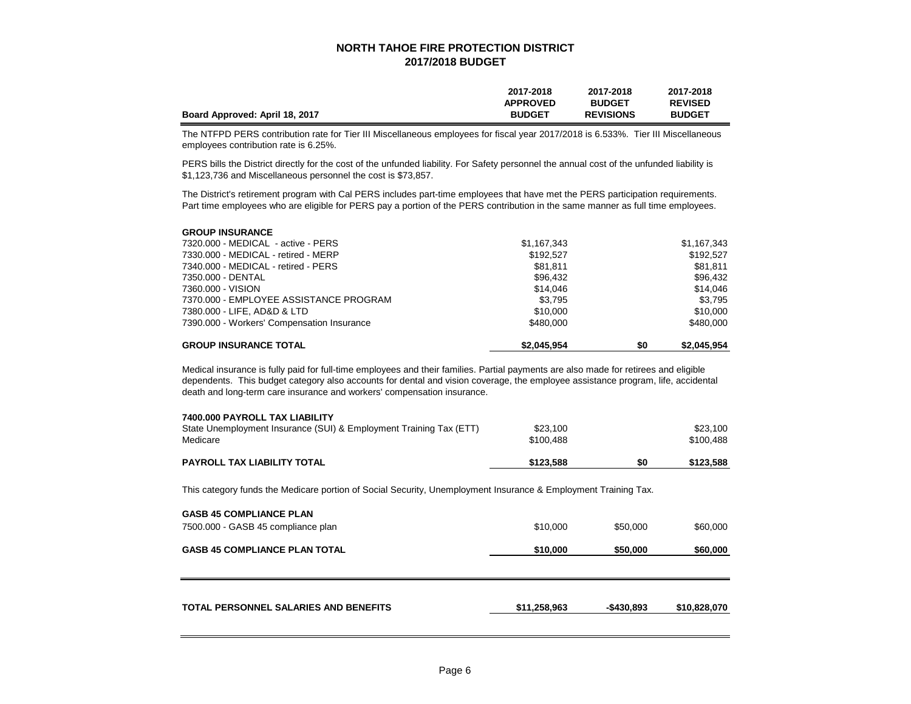# NORTH TAHOE FIRE PROTECTION DISTRICT
## 2017/2018 BUDGET

| Board Approved: April 18, 2017 | 2017-2018 APPROVED BUDGET | 2017-2018 BUDGET REVISIONS | 2017-2018 REVISED BUDGET |
|---|---|---|---|

The NTFPD PERS contribution rate for Tier III Miscellaneous employees for fiscal year 2017/2018 is 6.533%. Tier III Miscellaneous employees contribution rate is 6.25%.

PERS bills the District directly for the cost of the unfunded liability. For Safety personnel the annual cost of the unfunded liability is $1,123,736 and Miscellaneous personnel the cost is $73,857.

The District's retirement program with Cal PERS includes part-time employees that have met the PERS participation requirements. Part time employees who are eligible for PERS pay a portion of the PERS contribution in the same manner as full time employees.

| GROUP INSURANCE | 2017-2018 APPROVED BUDGET | 2017-2018 BUDGET REVISIONS | 2017-2018 REVISED BUDGET |
|---|---|---|---|
| 7320.000 - MEDICAL - active - PERS | $1,167,343 | | $1,167,343 |
| 7330.000 - MEDICAL - retired - MERP | $192,527 | | $192,527 |
| 7340.000 - MEDICAL - retired - PERS | $81,811 | | $81,811 |
| 7350.000 - DENTAL | $96,432 | | $96,432 |
| 7360.000 - VISION | $14,046 | | $14,046 |
| 7370.000 - EMPLOYEE ASSISTANCE PROGRAM | $3,795 | | $3,795 |
| 7380.000 - LIFE, AD&D & LTD | $10,000 | | $10,000 |
| 7390.000 - Workers' Compensation Insurance | $480,000 | | $480,000 |
| **GROUP INSURANCE TOTAL** | **$2,045,954** | **$0** | **$2,045,954** |

Medical insurance is fully paid for full-time employees and their families. Partial payments are also made for retirees and eligible dependents. This budget category also accounts for dental and vision coverage, the employee assistance program, life, accidental death and long-term care insurance and workers' compensation insurance.

| 7400.000 PAYROLL TAX LIABILITY | 2017-2018 APPROVED BUDGET | 2017-2018 BUDGET REVISIONS | 2017-2018 REVISED BUDGET |
|---|---|---|---|
| State Unemployment Insurance (SUI) & Employment Training Tax (ETT) | $23,100 | | $23,100 |
| Medicare | $100,488 | | $100,488 |
| **PAYROLL TAX LIABILITY TOTAL** | **$123,588** | **$0** | **$123,588** |

This category funds the Medicare portion of Social Security, Unemployment Insurance & Employment Training Tax.

| GASB 45 COMPLIANCE PLAN | 2017-2018 APPROVED BUDGET | 2017-2018 BUDGET REVISIONS | 2017-2018 REVISED BUDGET |
|---|---|---|---|
| 7500.000 - GASB 45 compliance plan | $10,000 | $50,000 | $60,000 |
| **GASB 45 COMPLIANCE PLAN TOTAL** | **$10,000** | **$50,000** | **$60,000** |

| | 2017-2018 APPROVED BUDGET | 2017-2018 BUDGET REVISIONS | 2017-2018 REVISED BUDGET |
|---|---|---|---|
| **TOTAL PERSONNEL SALARIES AND BENEFITS** | **$11,258,963** | **-$430,893** | **$10,828,070** |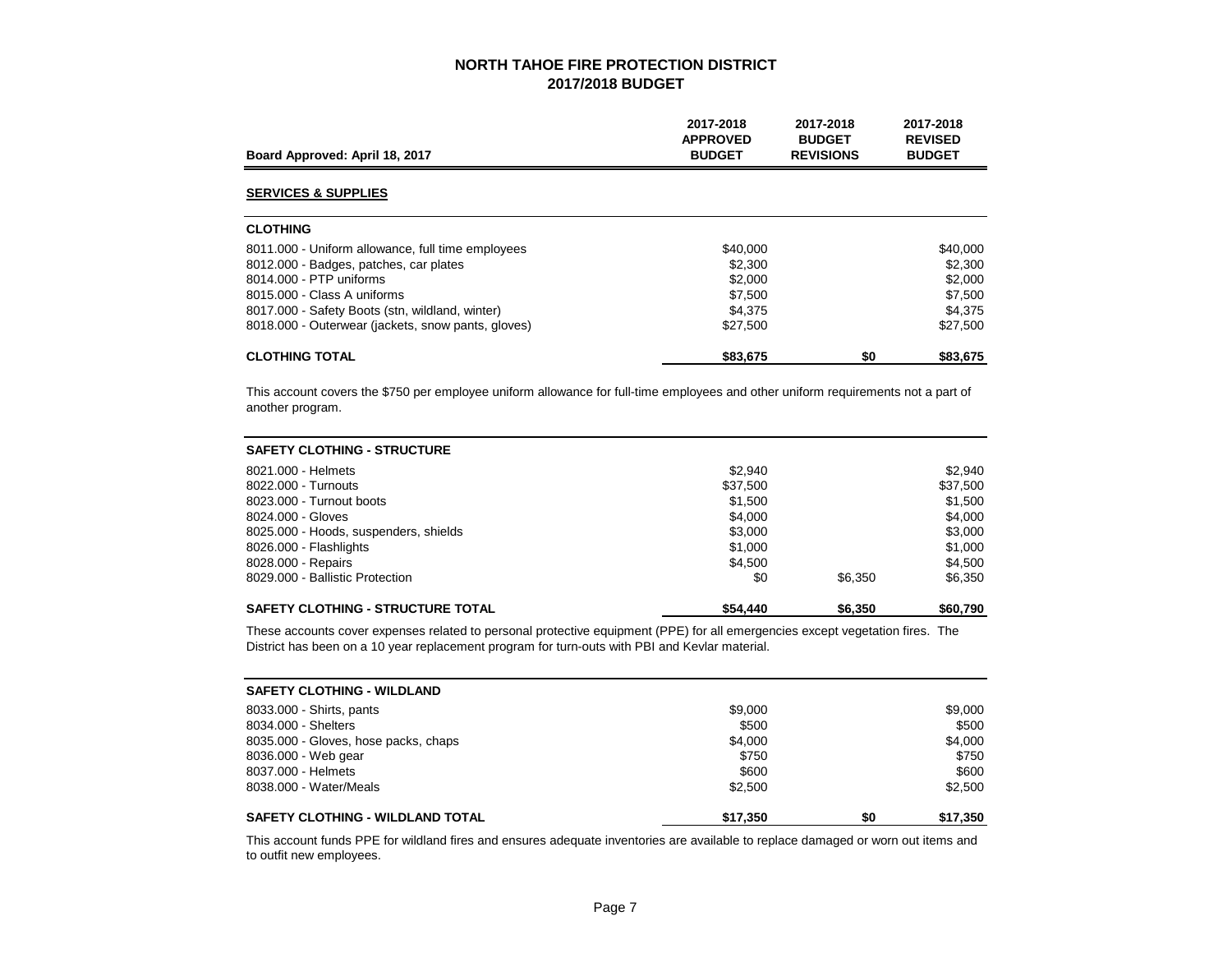# NORTH TAHOE FIRE PROTECTION DISTRICT
## 2017/2018 BUDGET

| Board Approved: April 18, 2017 | 2017-2018 APPROVED BUDGET | 2017-2018 BUDGET REVISIONS | 2017-2018 REVISED BUDGET |
|---|---|---|---|
| **SERVICES & SUPPLIES** | | | |
| **CLOTHING** | | | |
| 8011.000 - Uniform allowance, full time employees | $40,000 | | $40,000 |
| 8012.000 - Badges, patches, car plates | $2,300 | | $2,300 |
| 8014.000 - PTP uniforms | $2,000 | | $2,000 |
| 8015.000 - Class A uniforms | $7,500 | | $7,500 |
| 8017.000 - Safety Boots (stn, wildland, winter) | $4,375 | | $4,375 |
| 8018.000 - Outerwear (jackets, snow pants, gloves) | $27,500 | | $27,500 |
| **CLOTHING TOTAL** | **$83,675** | **$0** | **$83,675** |

This account covers the $750 per employee uniform allowance for full-time employees and other uniform requirements not a part of another program.

| SAFETY CLOTHING - STRUCTURE | 2017-2018 APPROVED BUDGET | 2017-2018 BUDGET REVISIONS | 2017-2018 REVISED BUDGET |
|---|---|---|---|
| 8021.000 - Helmets | $2,940 | | $2,940 |
| 8022.000 - Turnouts | $37,500 | | $37,500 |
| 8023.000 - Turnout boots | $1,500 | | $1,500 |
| 8024.000 - Gloves | $4,000 | | $4,000 |
| 8025.000 - Hoods, suspenders, shields | $3,000 | | $3,000 |
| 8026.000 - Flashlights | $1,000 | | $1,000 |
| 8028.000 - Repairs | $4,500 | | $4,500 |
| 8029.000 - Ballistic Protection | $0 | $6,350 | $6,350 |
| **SAFETY CLOTHING - STRUCTURE TOTAL** | **$54,440** | **$6,350** | **$60,790** |

These accounts cover expenses related to personal protective equipment (PPE) for all emergencies except vegetation fires. The District has been on a 10 year replacement program for turn-outs with PBI and Kevlar material.

| SAFETY CLOTHING - WILDLAND | 2017-2018 APPROVED BUDGET | 2017-2018 BUDGET REVISIONS | 2017-2018 REVISED BUDGET |
|---|---|---|---|
| 8033.000 - Shirts, pants | $9,000 | | $9,000 |
| 8034.000 - Shelters | $500 | | $500 |
| 8035.000 - Gloves, hose packs, chaps | $4,000 | | $4,000 |
| 8036.000 - Web gear | $750 | | $750 |
| 8037.000 - Helmets | $600 | | $600 |
| 8038.000 - Water/Meals | $2,500 | | $2,500 |
| **SAFETY CLOTHING - WILDLAND TOTAL** | **$17,350** | **$0** | **$17,350** |

This account funds PPE for wildland fires and ensures adequate inventories are available to replace damaged or worn out items and to outfit new employees.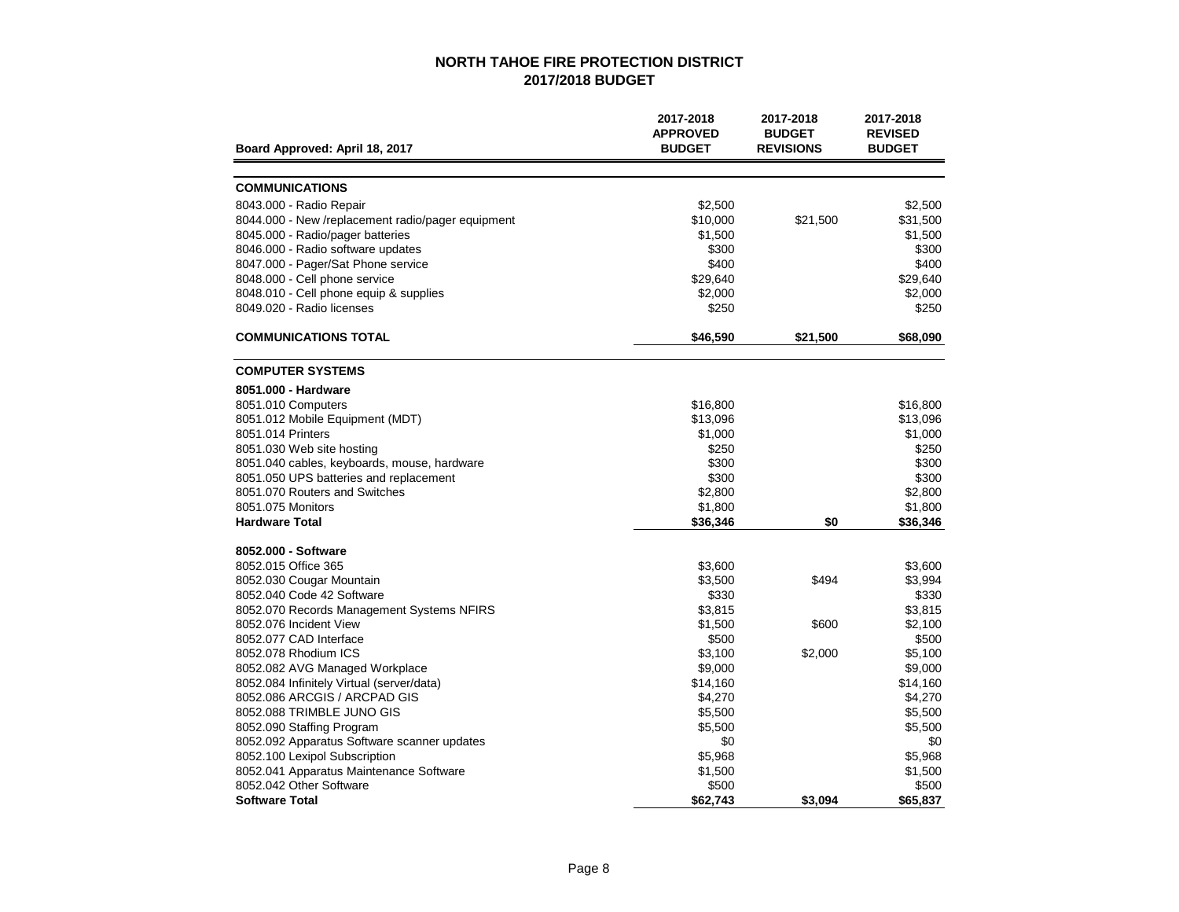# NORTH TAHOE FIRE PROTECTION DISTRICT
## 2017/2018 BUDGET

| Board Approved: April 18, 2017 | 2017-2018 APPROVED BUDGET | 2017-2018 BUDGET REVISIONS | 2017-2018 REVISED BUDGET |
|---|---|---|---|
| **COMMUNICATIONS** | | | |
| 8043.000 - Radio Repair | $2,500 | | $2,500 |
| 8044.000 - New /replacement radio/pager equipment | $10,000 | $21,500 | $31,500 |
| 8045.000 - Radio/pager batteries | $1,500 | | $1,500 |
| 8046.000 - Radio software updates | $300 | | $300 |
| 8047.000 - Pager/Sat Phone service | $400 | | $400 |
| 8048.000 - Cell phone service | $29,640 | | $29,640 |
| 8048.010 - Cell phone equip & supplies | $2,000 | | $2,000 |
| 8049.020 - Radio licenses | $250 | | $250 |
| **COMMUNICATIONS TOTAL** | **$46,590** | **$21,500** | **$68,090** |
| **COMPUTER SYSTEMS** | | | |
| **8051.000 - Hardware** | | | |
| 8051.010 Computers | $16,800 | | $16,800 |
| 8051.012 Mobile Equipment (MDT) | $13,096 | | $13,096 |
| 8051.014 Printers | $1,000 | | $1,000 |
| 8051.030 Web site hosting | $250 | | $250 |
| 8051.040 cables, keyboards, mouse, hardware | $300 | | $300 |
| 8051.050 UPS batteries and replacement | $300 | | $300 |
| 8051.070 Routers and Switches | $2,800 | | $2,800 |
| 8051.075 Monitors | $1,800 | | $1,800 |
| **Hardware Total** | **$36,346** | **$0** | **$36,346** |
| **8052.000 - Software** | | | |
| 8052.015 Office 365 | $3,600 | | $3,600 |
| 8052.030 Cougar Mountain | $3,500 | $494 | $3,994 |
| 8052.040 Code 42 Software | $330 | | $330 |
| 8052.070 Records Management Systems NFIRS | $3,815 | | $3,815 |
| 8052.076 Incident View | $1,500 | $600 | $2,100 |
| 8052.077 CAD Interface | $500 | | $500 |
| 8052.078 Rhodium ICS | $3,100 | $2,000 | $5,100 |
| 8052.082 AVG Managed Workplace | $9,000 | | $9,000 |
| 8052.084 Infinitely Virtual (server/data) | $14,160 | | $14,160 |
| 8052.086 ARCGIS / ARCPAD GIS | $4,270 | | $4,270 |
| 8052.088 TRIMBLE JUNO GIS | $5,500 | | $5,500 |
| 8052.090 Staffing Program | $5,500 | | $5,500 |
| 8052.092 Apparatus Software scanner updates | $0 | | $0 |
| 8052.100 Lexipol Subscription | $5,968 | | $5,968 |
| 8052.041 Apparatus Maintenance Software | $1,500 | | $1,500 |
| 8052.042 Other Software | $500 | | $500 |
| **Software Total** | **$62,743** | **$3,094** | **$65,837** |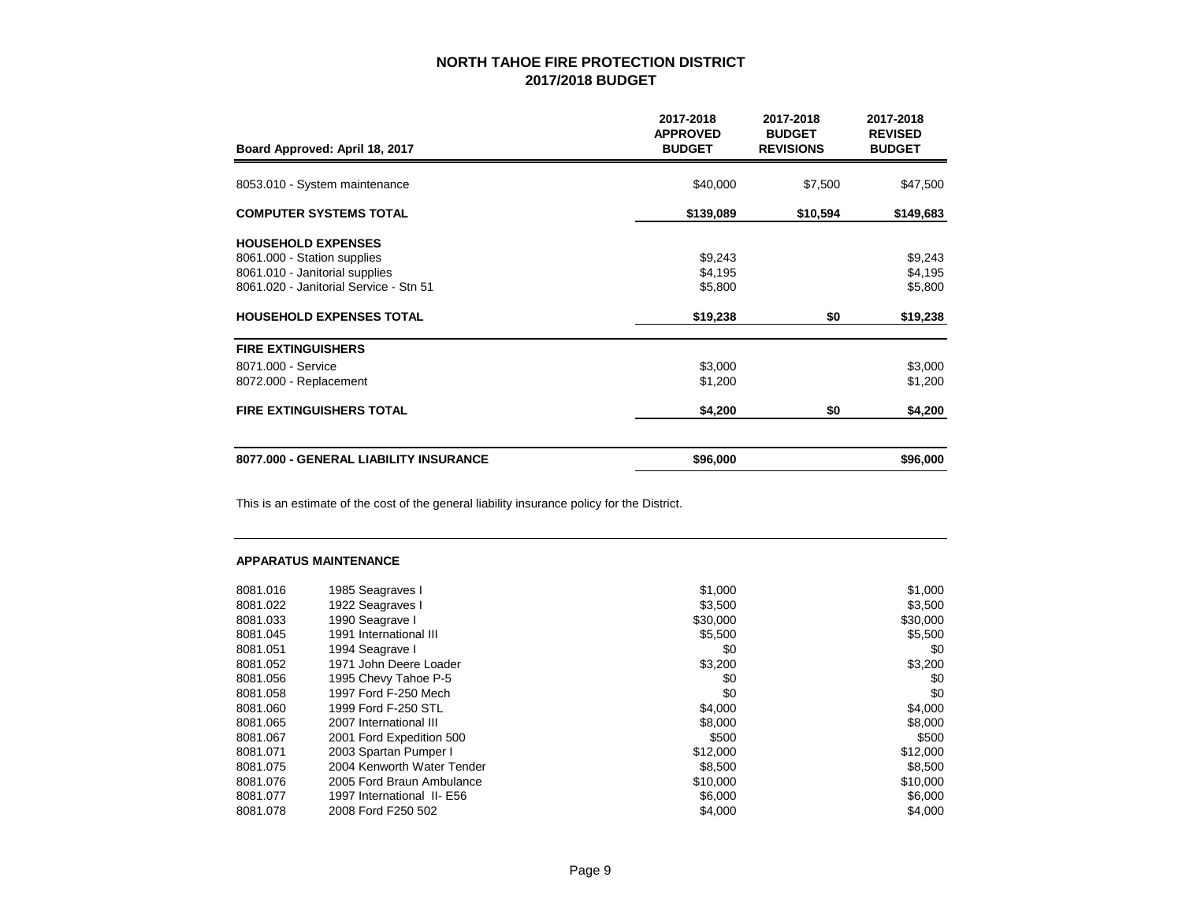# NORTH TAHOE FIRE PROTECTION DISTRICT
## 2017/2018 BUDGET

| Board Approved: April 18, 2017 | 2017-2018 APPROVED BUDGET | 2017-2018 BUDGET REVISIONS | 2017-2018 REVISED BUDGET |
|---|---|---|---|
| 8053.010 - System maintenance | $40,000 | $7,500 | $47,500 |
| **COMPUTER SYSTEMS TOTAL** | **$139,089** | **$10,594** | **$149,683** |
| **HOUSEHOLD EXPENSES** | | | |
| 8061.000 - Station supplies | $9,243 | | $9,243 |
| 8061.010 - Janitorial supplies | $4,195 | | $4,195 |
| 8061.020 - Janitorial Service - Stn 51 | $5,800 | | $5,800 |
| **HOUSEHOLD EXPENSES TOTAL** | **$19,238** | **$0** | **$19,238** |
| **FIRE EXTINGUISHERS** | | | |
| 8071.000 - Service | $3,000 | | $3,000 |
| 8072.000 - Replacement | $1,200 | | $1,200 |
| **FIRE EXTINGUISHERS TOTAL** | **$4,200** | **$0** | **$4,200** |
| **8077.000 - GENERAL LIABILITY INSURANCE** | **$96,000** | | **$96,000** |

This is an estimate of the cost of the general liability insurance policy for the District.

**APPARATUS MAINTENANCE**

| Account | Description | 2017-2018 APPROVED BUDGET | 2017-2018 BUDGET REVISIONS | 2017-2018 REVISED BUDGET |
|---|---|---|---|---|
| 8081.016 | 1985 Seagraves I | $1,000 | | $1,000 |
| 8081.022 | 1922 Seagraves I | $3,500 | | $3,500 |
| 8081.033 | 1990 Seagrave I | $30,000 | | $30,000 |
| 8081.045 | 1991 International III | $5,500 | | $5,500 |
| 8081.051 | 1994 Seagrave I | $0 | | $0 |
| 8081.052 | 1971 John Deere Loader | $3,200 | | $3,200 |
| 8081.056 | 1995 Chevy Tahoe P-5 | $0 | | $0 |
| 8081.058 | 1997 Ford F-250 Mech | $0 | | $0 |
| 8081.060 | 1999 Ford F-250 STL | $4,000 | | $4,000 |
| 8081.065 | 2007 International III | $8,000 | | $8,000 |
| 8081.067 | 2001 Ford Expedition 500 | $500 | | $500 |
| 8081.071 | 2003 Spartan Pumper I | $12,000 | | $12,000 |
| 8081.075 | 2004 Kenworth Water Tender | $8,500 | | $8,500 |
| 8081.076 | 2005 Ford Braun Ambulance | $10,000 | | $10,000 |
| 8081.077 | 1997 International II- E56 | $6,000 | | $6,000 |
| 8081.078 | 2008 Ford F250 502 | $4,000 | | $4,000 |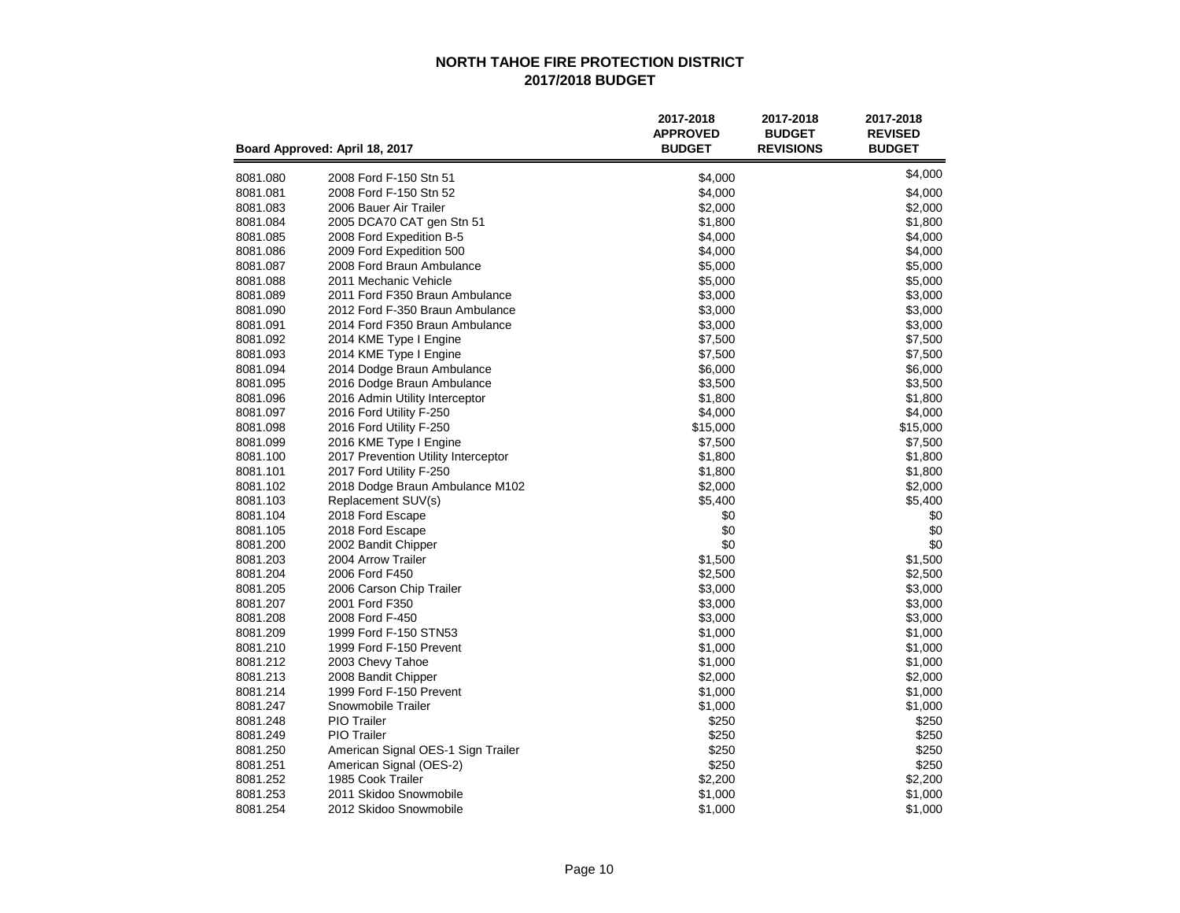# NORTH TAHOE FIRE PROTECTION DISTRICT
## 2017/2018 BUDGET

| Board Approved: April 18, 2017 | | 2017-2018 APPROVED BUDGET | 2017-2018 BUDGET REVISIONS | 2017-2018 REVISED BUDGET |
|---|---|---|---|---|
| 8081.080 | 2008 Ford F-150 Stn 51 | $4,000 | | $4,000 |
| 8081.081 | 2008 Ford F-150 Stn 52 | $4,000 | | $4,000 |
| 8081.083 | 2006 Bauer Air Trailer | $2,000 | | $2,000 |
| 8081.084 | 2005 DCA70 CAT gen Stn 51 | $1,800 | | $1,800 |
| 8081.085 | 2008 Ford Expedition B-5 | $4,000 | | $4,000 |
| 8081.086 | 2009 Ford Expedition 500 | $4,000 | | $4,000 |
| 8081.087 | 2008 Ford Braun Ambulance | $5,000 | | $5,000 |
| 8081.088 | 2011 Mechanic Vehicle | $5,000 | | $5,000 |
| 8081.089 | 2011 Ford F350 Braun Ambulance | $3,000 | | $3,000 |
| 8081.090 | 2012 Ford F-350 Braun Ambulance | $3,000 | | $3,000 |
| 8081.091 | 2014 Ford F350 Braun Ambulance | $3,000 | | $3,000 |
| 8081.092 | 2014 KME Type I Engine | $7,500 | | $7,500 |
| 8081.093 | 2014 KME Type I Engine | $7,500 | | $7,500 |
| 8081.094 | 2014 Dodge Braun Ambulance | $6,000 | | $6,000 |
| 8081.095 | 2016 Dodge Braun Ambulance | $3,500 | | $3,500 |
| 8081.096 | 2016 Admin Utility Interceptor | $1,800 | | $1,800 |
| 8081.097 | 2016 Ford Utility F-250 | $4,000 | | $4,000 |
| 8081.098 | 2016 Ford Utility F-250 | $15,000 | | $15,000 |
| 8081.099 | 2016 KME Type I Engine | $7,500 | | $7,500 |
| 8081.100 | 2017 Prevention Utility Interceptor | $1,800 | | $1,800 |
| 8081.101 | 2017 Ford Utility F-250 | $1,800 | | $1,800 |
| 8081.102 | 2018 Dodge Braun Ambulance M102 | $2,000 | | $2,000 |
| 8081.103 | Replacement SUV(s) | $5,400 | | $5,400 |
| 8081.104 | 2018 Ford Escape | $0 | | $0 |
| 8081.105 | 2018 Ford Escape | $0 | | $0 |
| 8081.200 | 2002 Bandit Chipper | $0 | | $0 |
| 8081.203 | 2004 Arrow Trailer | $1,500 | | $1,500 |
| 8081.204 | 2006 Ford F450 | $2,500 | | $2,500 |
| 8081.205 | 2006 Carson Chip Trailer | $3,000 | | $3,000 |
| 8081.207 | 2001 Ford F350 | $3,000 | | $3,000 |
| 8081.208 | 2008 Ford F-450 | $3,000 | | $3,000 |
| 8081.209 | 1999 Ford F-150 STN53 | $1,000 | | $1,000 |
| 8081.210 | 1999 Ford F-150 Prevent | $1,000 | | $1,000 |
| 8081.212 | 2003 Chevy Tahoe | $1,000 | | $1,000 |
| 8081.213 | 2008 Bandit Chipper | $2,000 | | $2,000 |
| 8081.214 | 1999 Ford F-150 Prevent | $1,000 | | $1,000 |
| 8081.247 | Snowmobile Trailer | $1,000 | | $1,000 |
| 8081.248 | PIO Trailer | $250 | | $250 |
| 8081.249 | PIO Trailer | $250 | | $250 |
| 8081.250 | American Signal OES-1 Sign Trailer | $250 | | $250 |
| 8081.251 | American Signal (OES-2) | $250 | | $250 |
| 8081.252 | 1985 Cook Trailer | $2,200 | | $2,200 |
| 8081.253 | 2011 Skidoo Snowmobile | $1,000 | | $1,000 |
| 8081.254 | 2012 Skidoo Snowmobile | $1,000 | | $1,000 |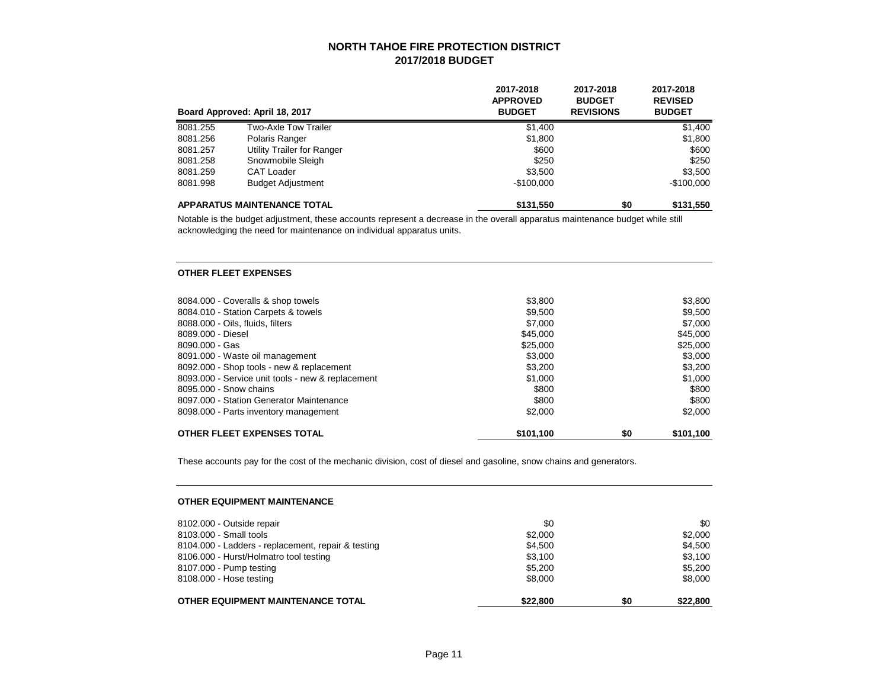# NORTH TAHOE FIRE PROTECTION DISTRICT
## 2017/2018 BUDGET

| Board Approved: April 18, 2017 | | 2017-2018 APPROVED BUDGET | 2017-2018 BUDGET REVISIONS | 2017-2018 REVISED BUDGET |
|---|---|---|---|---|
| 8081.255 | Two-Axle Tow Trailer | $1,400 | | $1,400 |
| 8081.256 | Polaris Ranger | $1,800 | | $1,800 |
| 8081.257 | Utility Trailer for Ranger | $600 | | $600 |
| 8081.258 | Snowmobile Sleigh | $250 | | $250 |
| 8081.259 | CAT Loader | $3,500 | | $3,500 |
| 8081.998 | Budget Adjustment | -$100,000 | | -$100,000 |
| **APPARATUS MAINTENANCE TOTAL** | | **$131,550** | **$0** | **$131,550** |

Notable is the budget adjustment, these accounts represent a decrease in the overall apparatus maintenance budget while still acknowledging the need for maintenance on individual apparatus units.

### OTHER FLEET EXPENSES

| | 2017-2018 APPROVED BUDGET | 2017-2018 BUDGET REVISIONS | 2017-2018 REVISED BUDGET |
|---|---|---|---|
| 8084.000 - Coveralls & shop towels | $3,800 | | $3,800 |
| 8084.010 - Station Carpets & towels | $9,500 | | $9,500 |
| 8088.000 - Oils, fluids, filters | $7,000 | | $7,000 |
| 8089.000 - Diesel | $45,000 | | $45,000 |
| 8090.000 - Gas | $25,000 | | $25,000 |
| 8091.000 - Waste oil management | $3,000 | | $3,000 |
| 8092.000 - Shop tools - new & replacement | $3,200 | | $3,200 |
| 8093.000 - Service unit tools - new & replacement | $1,000 | | $1,000 |
| 8095.000 - Snow chains | $800 | | $800 |
| 8097.000 - Station Generator Maintenance | $800 | | $800 |
| 8098.000 - Parts inventory management | $2,000 | | $2,000 |
| **OTHER FLEET EXPENSES TOTAL** | **$101,100** | **$0** | **$101,100** |

These accounts pay for the cost of the mechanic division, cost of diesel and gasoline, snow chains and generators.

### OTHER EQUIPMENT MAINTENANCE

| | 2017-2018 APPROVED BUDGET | 2017-2018 BUDGET REVISIONS | 2017-2018 REVISED BUDGET |
|---|---|---|---|
| 8102.000 - Outside repair | $0 | | $0 |
| 8103.000 - Small tools | $2,000 | | $2,000 |
| 8104.000 - Ladders - replacement, repair & testing | $4,500 | | $4,500 |
| 8106.000 - Hurst/Holmatro tool testing | $3,100 | | $3,100 |
| 8107.000 - Pump testing | $5,200 | | $5,200 |
| 8108.000 - Hose testing | $8,000 | | $8,000 |
| **OTHER EQUIPMENT MAINTENANCE TOTAL** | **$22,800** | **$0** | **$22,800** |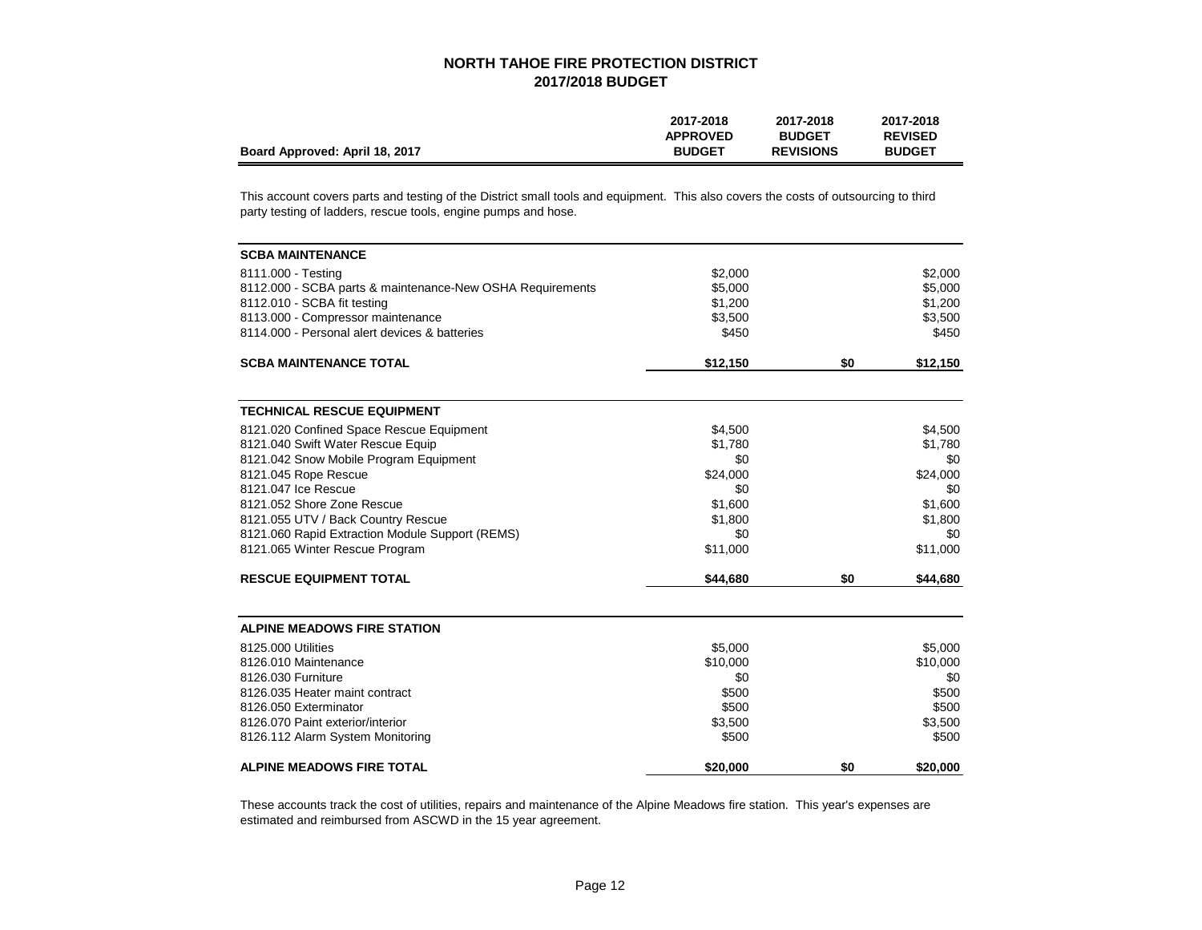# NORTH TAHOE FIRE PROTECTION DISTRICT
## 2017/2018 BUDGET

| Board Approved: April 18, 2017 | 2017-2018 APPROVED BUDGET | 2017-2018 BUDGET REVISIONS | 2017-2018 REVISED BUDGET |
|---|---|---|---|

This account covers parts and testing of the District small tools and equipment. This also covers the costs of outsourcing to third party testing of ladders, rescue tools, engine pumps and hose.

| SCBA MAINTENANCE | | | |
|---|---|---|---|
| 8111.000 - Testing | $2,000 | | $2,000 |
| 8112.000 - SCBA parts & maintenance-New OSHA Requirements | $5,000 | | $5,000 |
| 8112.010 - SCBA fit testing | $1,200 | | $1,200 |
| 8113.000 - Compressor maintenance | $3,500 | | $3,500 |
| 8114.000 - Personal alert devices & batteries | $450 | | $450 |
| **SCBA MAINTENANCE TOTAL** | **$12,150** | **$0** | **$12,150** |

| TECHNICAL RESCUE EQUIPMENT | | | |
|---|---|---|---|
| 8121.020 Confined Space Rescue Equipment | $4,500 | | $4,500 |
| 8121.040 Swift Water Rescue Equip | $1,780 | | $1,780 |
| 8121.042 Snow Mobile Program Equipment | $0 | | $0 |
| 8121.045 Rope Rescue | $24,000 | | $24,000 |
| 8121.047 Ice Rescue | $0 | | $0 |
| 8121.052 Shore Zone Rescue | $1,600 | | $1,600 |
| 8121.055 UTV / Back Country Rescue | $1,800 | | $1,800 |
| 8121.060 Rapid Extraction Module Support (REMS) | $0 | | $0 |
| 8121.065 Winter Rescue Program | $11,000 | | $11,000 |
| **RESCUE EQUIPMENT TOTAL** | **$44,680** | **$0** | **$44,680** |

| ALPINE MEADOWS FIRE STATION | | | |
|---|---|---|---|
| 8125.000 Utilities | $5,000 | | $5,000 |
| 8126.010 Maintenance | $10,000 | | $10,000 |
| 8126.030 Furniture | $0 | | $0 |
| 8126.035 Heater maint contract | $500 | | $500 |
| 8126.050 Exterminator | $500 | | $500 |
| 8126.070 Paint exterior/interior | $3,500 | | $3,500 |
| 8126.112 Alarm System Monitoring | $500 | | $500 |
| **ALPINE MEADOWS FIRE TOTAL** | **$20,000** | **$0** | **$20,000** |

These accounts track the cost of utilities, repairs and maintenance of the Alpine Meadows fire station. This year's expenses are estimated and reimbursed from ASCWD in the 15 year agreement.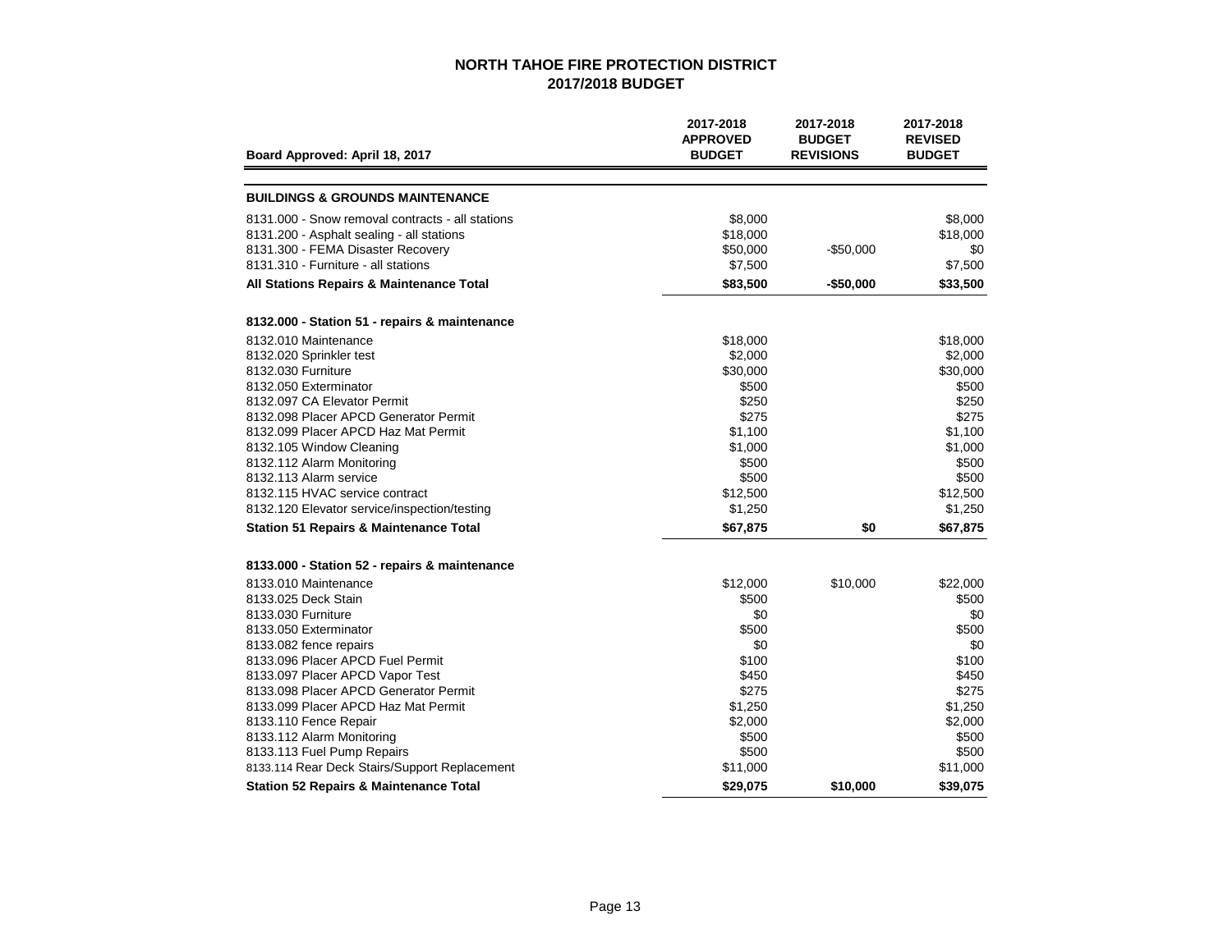# NORTH TAHOE FIRE PROTECTION DISTRICT
## 2017/2018 BUDGET

| Board Approved: April 18, 2017 | 2017-2018 APPROVED BUDGET | 2017-2018 BUDGET REVISIONS | 2017-2018 REVISED BUDGET |
|---|---|---|---|
| **BUILDINGS & GROUNDS MAINTENANCE** | | | |
| 8131.000 - Snow removal contracts - all stations | $8,000 | | $8,000 |
| 8131.200 - Asphalt sealing - all stations | $18,000 | | $18,000 |
| 8131.300 - FEMA Disaster Recovery | $50,000 | -$50,000 | $0 |
| 8131.310 - Furniture - all stations | $7,500 | | $7,500 |
| **All Stations Repairs & Maintenance Total** | **$83,500** | **-$50,000** | **$33,500** |
| **8132.000 - Station 51 - repairs & maintenance** | | | |
| 8132.010 Maintenance | $18,000 | | $18,000 |
| 8132.020 Sprinkler test | $2,000 | | $2,000 |
| 8132.030 Furniture | $30,000 | | $30,000 |
| 8132.050 Exterminator | $500 | | $500 |
| 8132.097 CA Elevator Permit | $250 | | $250 |
| 8132.098 Placer APCD Generator Permit | $275 | | $275 |
| 8132.099 Placer APCD Haz Mat Permit | $1,100 | | $1,100 |
| 8132.105 Window Cleaning | $1,000 | | $1,000 |
| 8132.112 Alarm Monitoring | $500 | | $500 |
| 8132.113 Alarm service | $500 | | $500 |
| 8132.115 HVAC service contract | $12,500 | | $12,500 |
| 8132.120 Elevator service/inspection/testing | $1,250 | | $1,250 |
| **Station 51 Repairs & Maintenance Total** | **$67,875** | **$0** | **$67,875** |
| **8133.000 - Station 52 - repairs & maintenance** | | | |
| 8133.010 Maintenance | $12,000 | $10,000 | $22,000 |
| 8133.025 Deck Stain | $500 | | $500 |
| 8133.030 Furniture | $0 | | $0 |
| 8133.050 Exterminator | $500 | | $500 |
| 8133.082 fence repairs | $0 | | $0 |
| 8133.096 Placer APCD Fuel Permit | $100 | | $100 |
| 8133.097 Placer APCD Vapor Test | $450 | | $450 |
| 8133.098 Placer APCD Generator Permit | $275 | | $275 |
| 8133.099 Placer APCD Haz Mat Permit | $1,250 | | $1,250 |
| 8133.110 Fence Repair | $2,000 | | $2,000 |
| 8133.112 Alarm Monitoring | $500 | | $500 |
| 8133.113 Fuel Pump Repairs | $500 | | $500 |
| 8133.114 Rear Deck Stairs/Support Replacement | $11,000 | | $11,000 |
| **Station 52 Repairs & Maintenance Total** | **$29,075** | **$10,000** | **$39,075** |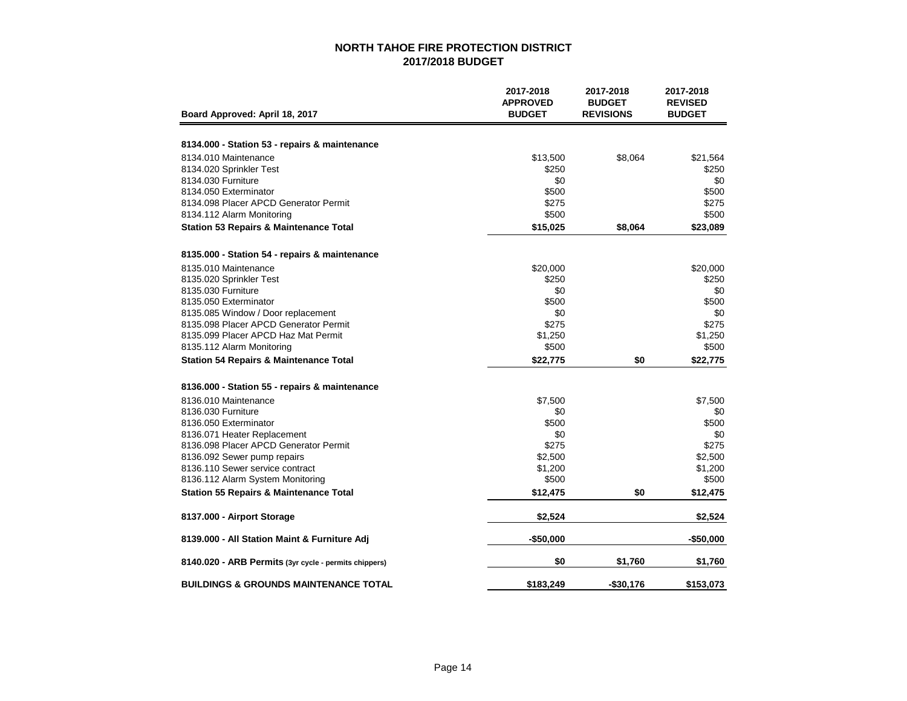**NORTH TAHOE FIRE PROTECTION DISTRICT**
**2017/2018 BUDGET**

| Board Approved: April 18, 2017 | 2017-2018 APPROVED BUDGET | 2017-2018 BUDGET REVISIONS | 2017-2018 REVISED BUDGET |
|---|---|---|---|
| **8134.000 - Station 53 - repairs & maintenance** | | | |
| 8134.010 Maintenance | $13,500 | $8,064 | $21,564 |
| 8134.020 Sprinkler Test | $250 | | $250 |
| 8134.030 Furniture | $0 | | $0 |
| 8134.050 Exterminator | $500 | | $500 |
| 8134.098 Placer APCD Generator Permit | $275 | | $275 |
| 8134.112 Alarm Monitoring | $500 | | $500 |
| **Station 53 Repairs & Maintenance Total** | **$15,025** | **$8,064** | **$23,089** |
| **8135.000 - Station 54 - repairs & maintenance** | | | |
| 8135.010 Maintenance | $20,000 | | $20,000 |
| 8135.020 Sprinkler Test | $250 | | $250 |
| 8135.030 Furniture | $0 | | $0 |
| 8135.050 Exterminator | $500 | | $500 |
| 8135.085 Window / Door replacement | $0 | | $0 |
| 8135.098 Placer APCD Generator Permit | $275 | | $275 |
| 8135.099 Placer APCD Haz Mat Permit | $1,250 | | $1,250 |
| 8135.112 Alarm Monitoring | $500 | | $500 |
| **Station 54 Repairs & Maintenance Total** | **$22,775** | **$0** | **$22,775** |
| **8136.000 - Station 55 - repairs & maintenance** | | | |
| 8136.010 Maintenance | $7,500 | | $7,500 |
| 8136.030 Furniture | $0 | | $0 |
| 8136.050 Exterminator | $500 | | $500 |
| 8136.071 Heater Replacement | $0 | | $0 |
| 8136.098 Placer APCD Generator Permit | $275 | | $275 |
| 8136.092 Sewer pump repairs | $2,500 | | $2,500 |
| 8136.110 Sewer service contract | $1,200 | | $1,200 |
| 8136.112 Alarm System Monitoring | $500 | | $500 |
| **Station 55 Repairs & Maintenance Total** | **$12,475** | **$0** | **$12,475** |
| **8137.000 - Airport Storage** | **$2,524** | | **$2,524** |
| **8139.000 - All Station Maint & Furniture Adj** | **-$50,000** | | **-$50,000** |
| **8140.020 - ARB Permits** (3yr cycle - permits chippers) | **$0** | **$1,760** | **$1,760** |
| **BUILDINGS & GROUNDS MAINTENANCE TOTAL** | **$183,249** | **-$30,176** | **$153,073** |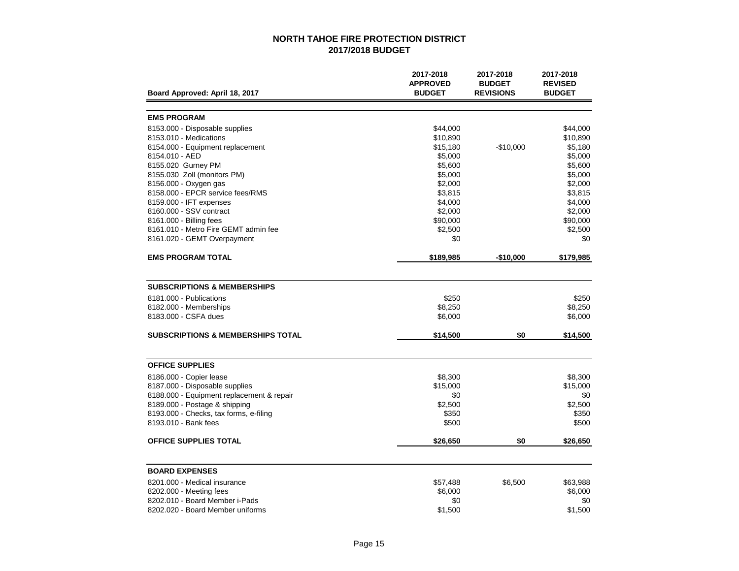## NORTH TAHOE FIRE PROTECTION DISTRICT
## 2017/2018 BUDGET

| Board Approved: April 18, 2017 | 2017-2018 APPROVED BUDGET | 2017-2018 BUDGET REVISIONS | 2017-2018 REVISED BUDGET |
|---|---|---|---|
| **EMS PROGRAM** | | | |
| 8153.000 - Disposable supplies | $44,000 | | $44,000 |
| 8153.010 - Medications | $10,890 | | $10,890 |
| 8154.000 - Equipment replacement | $15,180 | -$10,000 | $5,180 |
| 8154.010 - AED | $5,000 | | $5,000 |
| 8155.020 Gurney PM | $5,600 | | $5,600 |
| 8155.030 Zoll (monitors PM) | $5,000 | | $5,000 |
| 8156.000 - Oxygen gas | $2,000 | | $2,000 |
| 8158.000 - EPCR service fees/RMS | $3,815 | | $3,815 |
| 8159.000 - IFT expenses | $4,000 | | $4,000 |
| 8160.000 - SSV contract | $2,000 | | $2,000 |
| 8161.000 - Billing fees | $90,000 | | $90,000 |
| 8161.010 - Metro Fire GEMT admin fee | $2,500 | | $2,500 |
| 8161.020 - GEMT Overpayment | $0 | | $0 |
| **EMS PROGRAM TOTAL** | **$189,985** | **-$10,000** | **$179,985** |
| **SUBSCRIPTIONS & MEMBERSHIPS** | | | |
| 8181.000 - Publications | $250 | | $250 |
| 8182.000 - Memberships | $8,250 | | $8,250 |
| 8183.000 - CSFA dues | $6,000 | | $6,000 |
| **SUBSCRIPTIONS & MEMBERSHIPS TOTAL** | **$14,500** | **$0** | **$14,500** |
| **OFFICE SUPPLIES** | | | |
| 8186.000 - Copier lease | $8,300 | | $8,300 |
| 8187.000 - Disposable supplies | $15,000 | | $15,000 |
| 8188.000 - Equipment replacement & repair | $0 | | $0 |
| 8189.000 - Postage & shipping | $2,500 | | $2,500 |
| 8193.000 - Checks, tax forms, e-filing | $350 | | $350 |
| 8193.010 - Bank fees | $500 | | $500 |
| **OFFICE SUPPLIES TOTAL** | **$26,650** | **$0** | **$26,650** |
| **BOARD EXPENSES** | | | |
| 8201.000 - Medical insurance | $57,488 | $6,500 | $63,988 |
| 8202.000 - Meeting fees | $6,000 | | $6,000 |
| 8202.010 - Board Member i-Pads | $0 | | $0 |
| 8202.020 - Board Member uniforms | $1,500 | | $1,500 |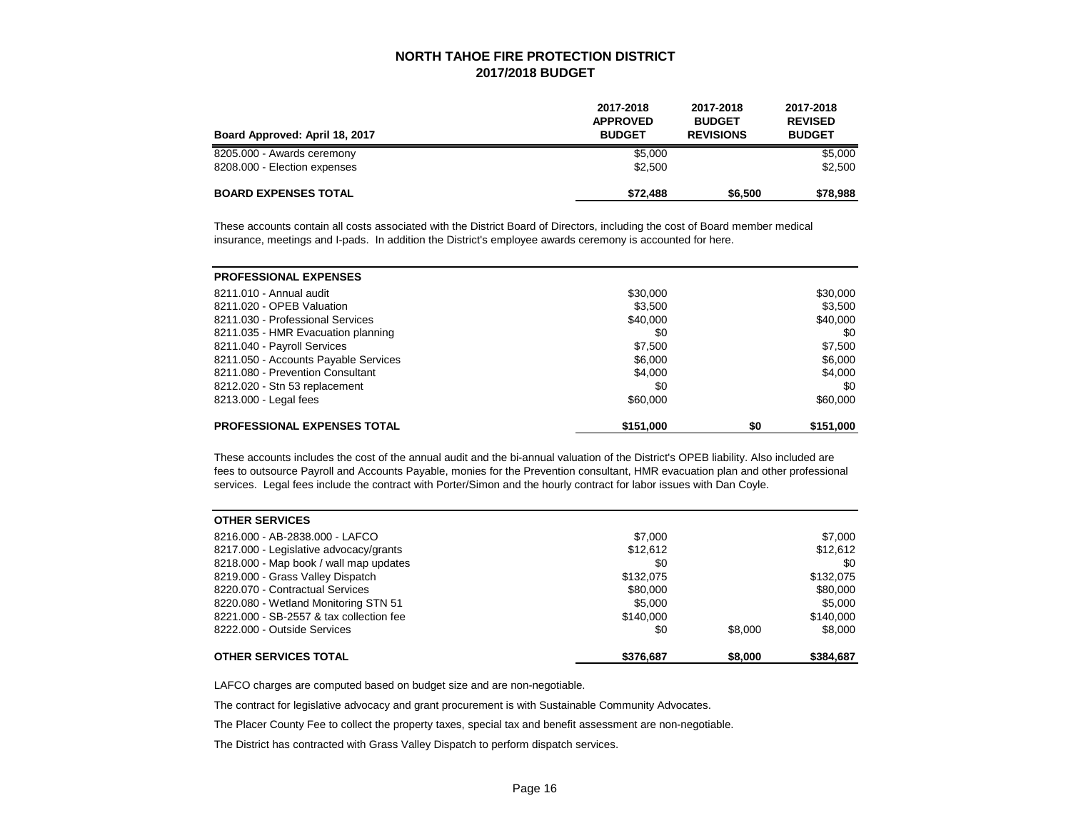## NORTH TAHOE FIRE PROTECTION DISTRICT
## 2017/2018 BUDGET

| Board Approved: April 18, 2017 | 2017-2018 APPROVED BUDGET | 2017-2018 BUDGET REVISIONS | 2017-2018 REVISED BUDGET |
|---|---|---|---|
| 8205.000 - Awards ceremony | $5,000 | | $5,000 |
| 8208.000 - Election expenses | $2,500 | | $2,500 |
| **BOARD EXPENSES TOTAL** | **$72,488** | **$6,500** | **$78,988** |

These accounts contain all costs associated with the District Board of Directors, including the cost of Board member medical insurance, meetings and I-pads. In addition the District's employee awards ceremony is accounted for here.

| PROFESSIONAL EXPENSES | | | |
|---|---|---|---|
| 8211.010 - Annual audit | $30,000 | | $30,000 |
| 8211.020 - OPEB Valuation | $3,500 | | $3,500 |
| 8211.030 - Professional Services | $40,000 | | $40,000 |
| 8211.035 - HMR Evacuation planning | $0 | | $0 |
| 8211.040 - Payroll Services | $7,500 | | $7,500 |
| 8211.050 - Accounts Payable Services | $6,000 | | $6,000 |
| 8211.080 - Prevention Consultant | $4,000 | | $4,000 |
| 8212.020 - Stn 53 replacement | $0 | | $0 |
| 8213.000 - Legal fees | $60,000 | | $60,000 |
| **PROFESSIONAL EXPENSES TOTAL** | **$151,000** | **$0** | **$151,000** |

These accounts includes the cost of the annual audit and the bi-annual valuation of the District's OPEB liability. Also included are fees to outsource Payroll and Accounts Payable, monies for the Prevention consultant, HMR evacuation plan and other professional services. Legal fees include the contract with Porter/Simon and the hourly contract for labor issues with Dan Coyle.

| OTHER SERVICES | | | |
|---|---|---|---|
| 8216.000 - AB-2838.000 - LAFCO | $7,000 | | $7,000 |
| 8217.000 - Legislative advocacy/grants | $12,612 | | $12,612 |
| 8218.000 - Map book / wall map updates | $0 | | $0 |
| 8219.000 - Grass Valley Dispatch | $132,075 | | $132,075 |
| 8220.070 - Contractual Services | $80,000 | | $80,000 |
| 8220.080 - Wetland Monitoring STN 51 | $5,000 | | $5,000 |
| 8221.000 - SB-2557 & tax collection fee | $140,000 | | $140,000 |
| 8222.000 - Outside Services | $0 | $8,000 | $8,000 |
| **OTHER SERVICES TOTAL** | **$376,687** | **$8,000** | **$384,687** |

LAFCO charges are computed based on budget size and are non-negotiable.

The contract for legislative advocacy and grant procurement is with Sustainable Community Advocates.

The Placer County Fee to collect the property taxes, special tax and benefit assessment are non-negotiable.

The District has contracted with Grass Valley Dispatch to perform dispatch services.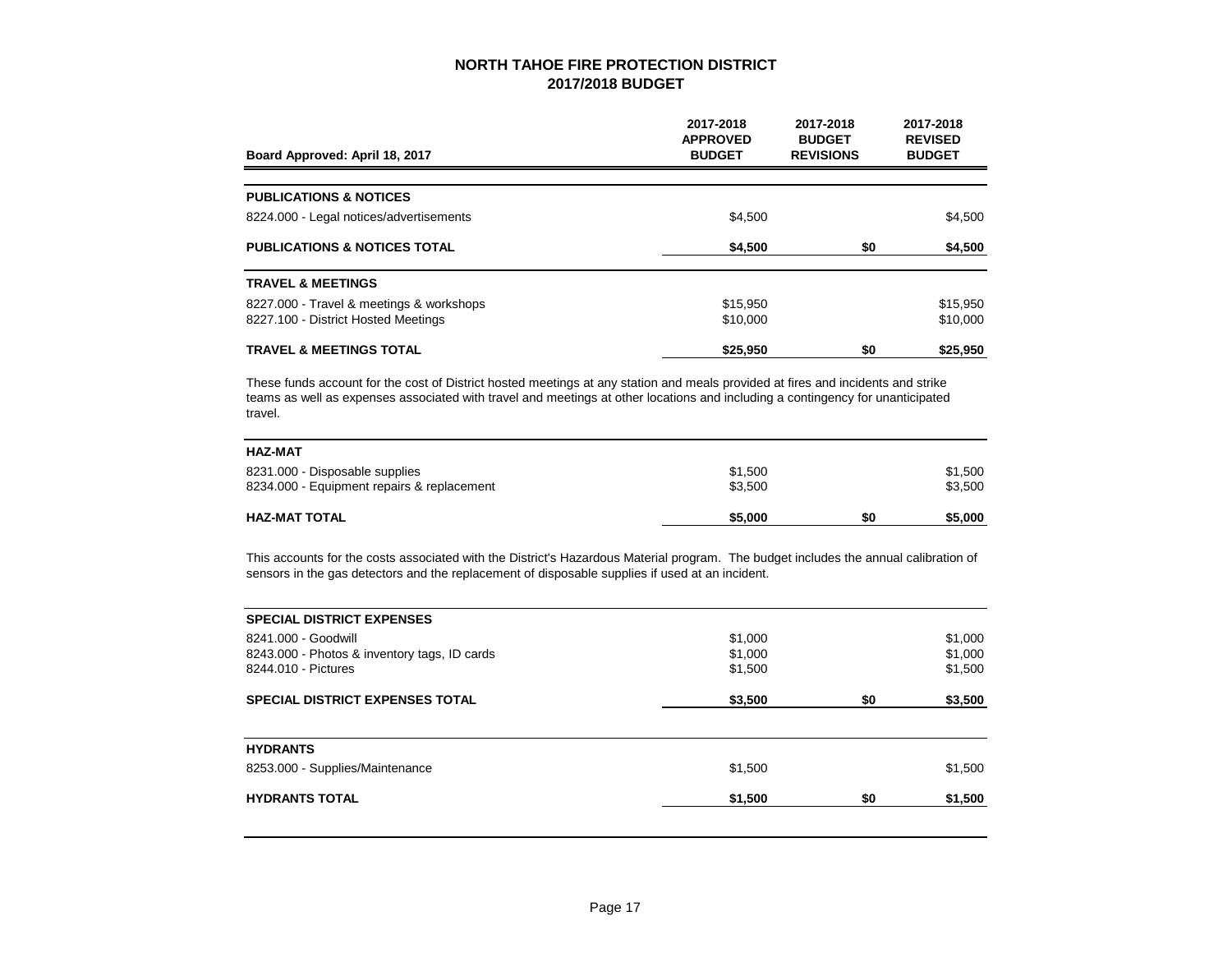# NORTH TAHOE FIRE PROTECTION DISTRICT
## 2017/2018 BUDGET

| Board Approved: April 18, 2017 | 2017-2018 APPROVED BUDGET | 2017-2018 BUDGET REVISIONS | 2017-2018 REVISED BUDGET |
|---|---|---|---|
| **PUBLICATIONS & NOTICES** | | | |
| 8224.000 - Legal notices/advertisements | $4,500 | | $4,500 |
| **PUBLICATIONS & NOTICES TOTAL** | **$4,500** | **$0** | **$4,500** |
| **TRAVEL & MEETINGS** | | | |
| 8227.000 - Travel & meetings & workshops | $15,950 | | $15,950 |
| 8227.100 - District Hosted Meetings | $10,000 | | $10,000 |
| **TRAVEL & MEETINGS TOTAL** | **$25,950** | **$0** | **$25,950** |

These funds account for the cost of District hosted meetings at any station and meals provided at fires and incidents and strike teams as well as expenses associated with travel and meetings at other locations and including a contingency for unanticipated travel.

| | | | |
|---|---|---|---|
| **HAZ-MAT** | | | |
| 8231.000 - Disposable supplies | $1,500 | | $1,500 |
| 8234.000 - Equipment repairs & replacement | $3,500 | | $3,500 |
| **HAZ-MAT TOTAL** | **$5,000** | **$0** | **$5,000** |

This accounts for the costs associated with the District's Hazardous Material program. The budget includes the annual calibration of sensors in the gas detectors and the replacement of disposable supplies if used at an incident.

| | | | |
|---|---|---|---|
| **SPECIAL DISTRICT EXPENSES** | | | |
| 8241.000 - Goodwill | $1,000 | | $1,000 |
| 8243.000 - Photos & inventory tags, ID cards | $1,000 | | $1,000 |
| 8244.010 - Pictures | $1,500 | | $1,500 |
| **SPECIAL DISTRICT EXPENSES TOTAL** | **$3,500** | **$0** | **$3,500** |
| **HYDRANTS** | | | |
| 8253.000 - Supplies/Maintenance | $1,500 | | $1,500 |
| **HYDRANTS TOTAL** | **$1,500** | **$0** | **$1,500** |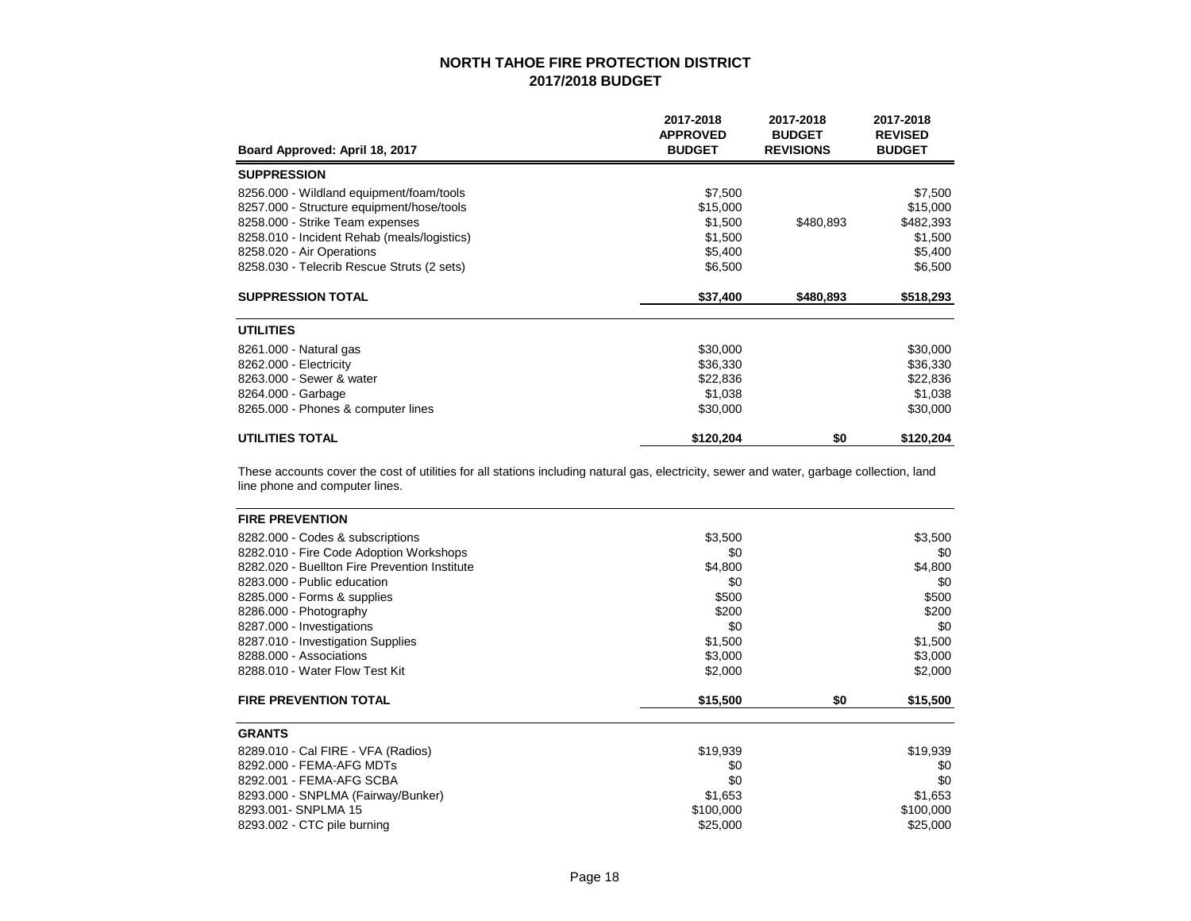## NORTH TAHOE FIRE PROTECTION DISTRICT
## 2017/2018 BUDGET

| Board Approved: April 18, 2017 | 2017-2018 APPROVED BUDGET | 2017-2018 BUDGET REVISIONS | 2017-2018 REVISED BUDGET |
|---|---|---|---|
| **SUPPRESSION** | | | |
| 8256.000 - Wildland equipment/foam/tools | $7,500 | | $7,500 |
| 8257.000 - Structure equipment/hose/tools | $15,000 | | $15,000 |
| 8258.000 - Strike Team expenses | $1,500 | $480,893 | $482,393 |
| 8258.010 - Incident Rehab (meals/logistics) | $1,500 | | $1,500 |
| 8258.020 - Air Operations | $5,400 | | $5,400 |
| 8258.030 - Telecrib Rescue Struts (2 sets) | $6,500 | | $6,500 |
| **SUPPRESSION TOTAL** | **$37,400** | **$480,893** | **$518,293** |
| **UTILITIES** | | | |
| 8261.000 - Natural gas | $30,000 | | $30,000 |
| 8262.000 - Electricity | $36,330 | | $36,330 |
| 8263.000 - Sewer & water | $22,836 | | $22,836 |
| 8264.000 - Garbage | $1,038 | | $1,038 |
| 8265.000 - Phones & computer lines | $30,000 | | $30,000 |
| **UTILITIES TOTAL** | **$120,204** | **$0** | **$120,204** |

These accounts cover the cost of utilities for all stations including natural gas, electricity, sewer and water, garbage collection, land line phone and computer lines.

| | | | |
|---|---|---|---|
| **FIRE PREVENTION** | | | |
| 8282.000 - Codes & subscriptions | $3,500 | | $3,500 |
| 8282.010 - Fire Code Adoption Workshops | $0 | | $0 |
| 8282.020 - Buellton Fire Prevention Institute | $4,800 | | $4,800 |
| 8283.000 - Public education | $0 | | $0 |
| 8285.000 - Forms & supplies | $500 | | $500 |
| 8286.000 - Photography | $200 | | $200 |
| 8287.000 - Investigations | $0 | | $0 |
| 8287.010 - Investigation Supplies | $1,500 | | $1,500 |
| 8288.000 - Associations | $3,000 | | $3,000 |
| 8288.010 - Water Flow Test Kit | $2,000 | | $2,000 |
| **FIRE PREVENTION TOTAL** | **$15,500** | **$0** | **$15,500** |
| **GRANTS** | | | |
| 8289.010 - Cal FIRE - VFA (Radios) | $19,939 | | $19,939 |
| 8292.000 - FEMA-AFG MDTs | $0 | | $0 |
| 8292.001 - FEMA-AFG SCBA | $0 | | $0 |
| 8293.000 - SNPLMA (Fairway/Bunker) | $1,653 | | $1,653 |
| 8293.001- SNPLMA 15 | $100,000 | | $100,000 |
| 8293.002 - CTC pile burning | $25,000 | | $25,000 |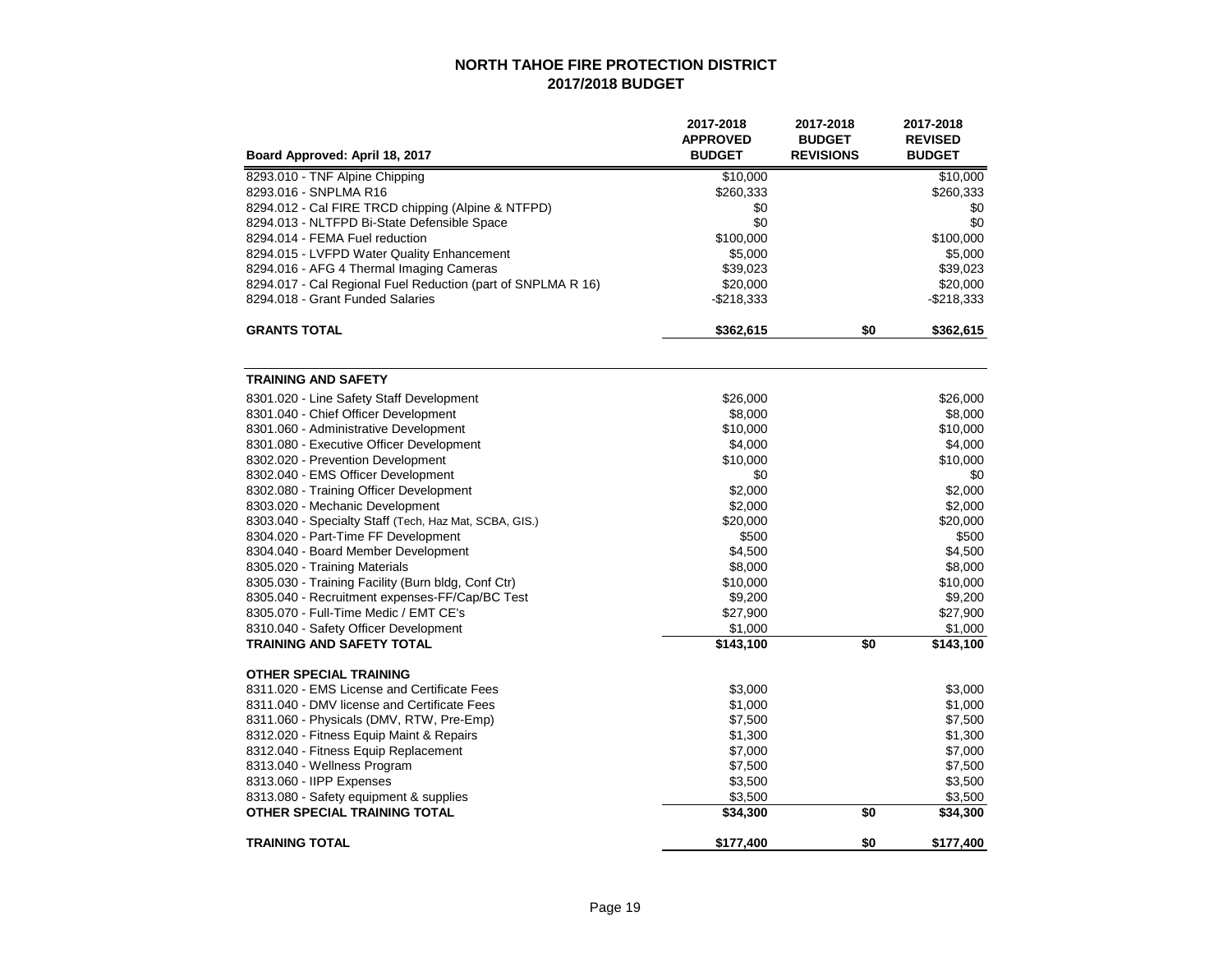# NORTH TAHOE FIRE PROTECTION DISTRICT
## 2017/2018 BUDGET

| Board Approved: April 18, 2017 | 2017-2018 APPROVED BUDGET | 2017-2018 BUDGET REVISIONS | 2017-2018 REVISED BUDGET |
|---|---|---|---|
| 8293.010 - TNF Alpine Chipping | $10,000 | | $10,000 |
| 8293.016 - SNPLMA R16 | $260,333 | | $260,333 |
| 8294.012 - Cal FIRE TRCD chipping (Alpine & NTFPD) | $0 | | $0 |
| 8294.013 - NLTFPD Bi-State Defensible Space | $0 | | $0 |
| 8294.014 - FEMA Fuel reduction | $100,000 | | $100,000 |
| 8294.015 - LVFPD Water Quality Enhancement | $5,000 | | $5,000 |
| 8294.016 - AFG 4 Thermal Imaging Cameras | $39,023 | | $39,023 |
| 8294.017 - Cal Regional Fuel Reduction (part of SNPLMA R 16) | $20,000 | | $20,000 |
| 8294.018 - Grant Funded Salaries | -$218,333 | | -$218,333 |
| **GRANTS TOTAL** | **$362,615** | **$0** | **$362,615** |
| | | | |
| **TRAINING AND SAFETY** | | | |
| 8301.020 - Line Safety Staff Development | $26,000 | | $26,000 |
| 8301.040 - Chief Officer Development | $8,000 | | $8,000 |
| 8301.060 - Administrative Development | $10,000 | | $10,000 |
| 8301.080 - Executive Officer Development | $4,000 | | $4,000 |
| 8302.020 - Prevention Development | $10,000 | | $10,000 |
| 8302.040 - EMS Officer Development | $0 | | $0 |
| 8302.080 - Training Officer Development | $2,000 | | $2,000 |
| 8303.020 - Mechanic Development | $2,000 | | $2,000 |
| 8303.040 - Specialty Staff (Tech, Haz Mat, SCBA, GIS.) | $20,000 | | $20,000 |
| 8304.020 - Part-Time FF Development | $500 | | $500 |
| 8304.040 - Board Member Development | $4,500 | | $4,500 |
| 8305.020 - Training Materials | $8,000 | | $8,000 |
| 8305.030 - Training Facility (Burn bldg, Conf Ctr) | $10,000 | | $10,000 |
| 8305.040 - Recruitment expenses-FF/Cap/BC Test | $9,200 | | $9,200 |
| 8305.070 - Full-Time Medic / EMT CE's | $27,900 | | $27,900 |
| 8310.040 - Safety Officer Development | $1,000 | | $1,000 |
| **TRAINING AND SAFETY TOTAL** | **$143,100** | **$0** | **$143,100** |
| | | | |
| **OTHER SPECIAL TRAINING** | | | |
| 8311.020 - EMS License and Certificate Fees | $3,000 | | $3,000 |
| 8311.040 - DMV license and Certificate Fees | $1,000 | | $1,000 |
| 8311.060 - Physicals (DMV, RTW, Pre-Emp) | $7,500 | | $7,500 |
| 8312.020 - Fitness Equip Maint & Repairs | $1,300 | | $1,300 |
| 8312.040 - Fitness Equip Replacement | $7,000 | | $7,000 |
| 8313.040 - Wellness Program | $7,500 | | $7,500 |
| 8313.060 - IIPP Expenses | $3,500 | | $3,500 |
| 8313.080 - Safety equipment & supplies | $3,500 | | $3,500 |
| **OTHER SPECIAL TRAINING TOTAL** | **$34,300** | **$0** | **$34,300** |
| | | | |
| **TRAINING TOTAL** | **$177,400** | **$0** | **$177,400** |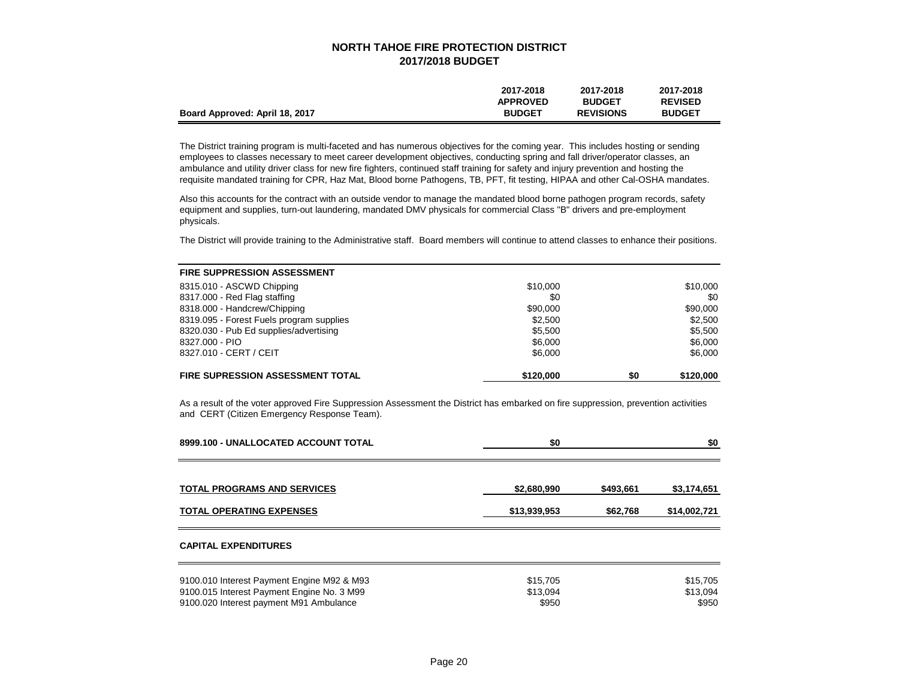# NORTH TAHOE FIRE PROTECTION DISTRICT
## 2017/2018 BUDGET

| Board Approved: April 18, 2017 | 2017-2018 APPROVED BUDGET | 2017-2018 BUDGET REVISIONS | 2017-2018 REVISED BUDGET |
|---|---|---|---|

The District training program is multi-faceted and has numerous objectives for the coming year. This includes hosting or sending employees to classes necessary to meet career development objectives, conducting spring and fall driver/operator classes, an ambulance and utility driver class for new fire fighters, continued staff training for safety and injury prevention and hosting the requisite mandated training for CPR, Haz Mat, Blood borne Pathogens, TB, PFT, fit testing, HIPAA and other Cal-OSHA mandates.

Also this accounts for the contract with an outside vendor to manage the mandated blood borne pathogen program records, safety equipment and supplies, turn-out laundering, mandated DMV physicals for commercial Class "B" drivers and pre-employment physicals.

The District will provide training to the Administrative staff. Board members will continue to attend classes to enhance their positions.

| **FIRE SUPPRESSION ASSESSMENT** | | | |
|---|---|---|---|
| 8315.010 - ASCWD Chipping | $10,000 | | $10,000 |
| 8317.000 - Red Flag staffing | $0 | | $0 |
| 8318.000 - Handcrew/Chipping | $90,000 | | $90,000 |
| 8319.095 - Forest Fuels program supplies | $2,500 | | $2,500 |
| 8320.030 - Pub Ed supplies/advertising | $5,500 | | $5,500 |
| 8327.000 - PIO | $6,000 | | $6,000 |
| 8327.010 - CERT / CEIT | $6,000 | | $6,000 |
| **FIRE SUPRESSION ASSESSMENT TOTAL** | **$120,000** | **$0** | **$120,000** |

As a result of the voter approved Fire Suppression Assessment the District has embarked on fire suppression, prevention activities and CERT (Citizen Emergency Response Team).

| | | | |
|---|---|---|---|
| **8999.100 - UNALLOCATED ACCOUNT TOTAL** | **$0** | | **$0** |
| **TOTAL PROGRAMS AND SERVICES** | **$2,680,990** | **$493,661** | **$3,174,651** |
| **TOTAL OPERATING EXPENSES** | **$13,939,953** | **$62,768** | **$14,002,721** |

| **CAPITAL EXPENDITURES** | | | |
|---|---|---|---|
| 9100.010 Interest Payment Engine M92 & M93 | $15,705 | | $15,705 |
| 9100.015 Interest Payment Engine No. 3 M99 | $13,094 | | $13,094 |
| 9100.020 Interest payment M91 Ambulance | $950 | | $950 |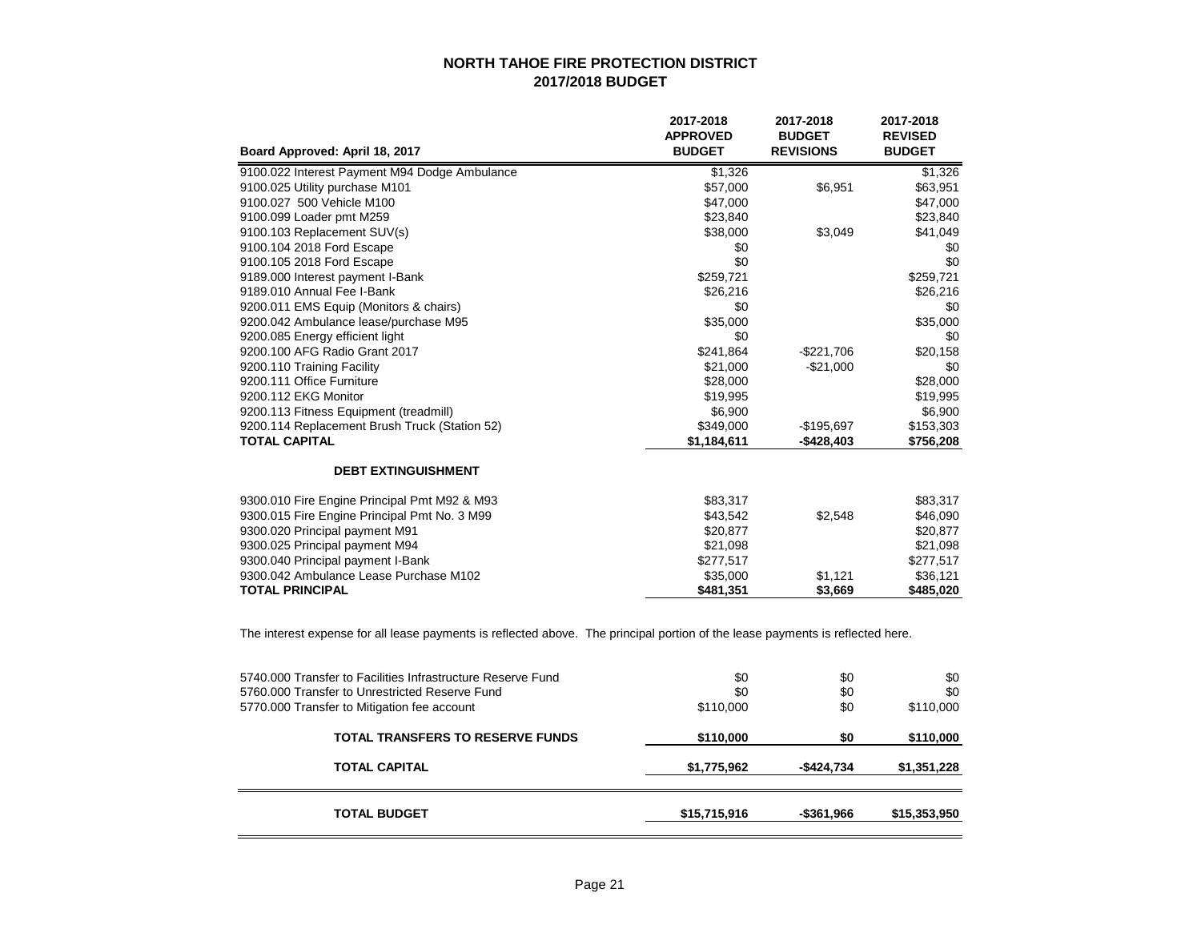## NORTH TAHOE FIRE PROTECTION DISTRICT
## 2017/2018 BUDGET

| Board Approved: April 18, 2017 | 2017-2018 APPROVED BUDGET | 2017-2018 BUDGET REVISIONS | 2017-2018 REVISED BUDGET |
|---|---|---|---|
| 9100.022 Interest Payment M94 Dodge Ambulance | $1,326 | | $1,326 |
| 9100.025 Utility purchase M101 | $57,000 | $6,951 | $63,951 |
| 9100.027 500 Vehicle M100 | $47,000 | | $47,000 |
| 9100.099 Loader pmt M259 | $23,840 | | $23,840 |
| 9100.103 Replacement SUV(s) | $38,000 | $3,049 | $41,049 |
| 9100.104 2018 Ford Escape | $0 | | $0 |
| 9100.105 2018 Ford Escape | $0 | | $0 |
| 9189.000 Interest payment I-Bank | $259,721 | | $259,721 |
| 9189.010 Annual Fee I-Bank | $26,216 | | $26,216 |
| 9200.011 EMS Equip (Monitors & chairs) | $0 | | $0 |
| 9200.042 Ambulance lease/purchase M95 | $35,000 | | $35,000 |
| 9200.085 Energy efficient light | $0 | | $0 |
| 9200.100 AFG Radio Grant 2017 | $241,864 | -$221,706 | $20,158 |
| 9200.110 Training Facility | $21,000 | -$21,000 | $0 |
| 9200.111 Office Furniture | $28,000 | | $28,000 |
| 9200.112 EKG Monitor | $19,995 | | $19,995 |
| 9200.113 Fitness Equipment (treadmill) | $6,900 | | $6,900 |
| 9200.114 Replacement Brush Truck (Station 52) | $349,000 | -$195,697 | $153,303 |
| **TOTAL CAPITAL** | **$1,184,611** | **-$428,403** | **$756,208** |
| **DEBT EXTINGUISHMENT** | | | |
| 9300.010 Fire Engine Principal Pmt M92 & M93 | $83,317 | | $83,317 |
| 9300.015 Fire Engine Principal Pmt No. 3 M99 | $43,542 | $2,548 | $46,090 |
| 9300.020 Principal payment M91 | $20,877 | | $20,877 |
| 9300.025 Principal payment M94 | $21,098 | | $21,098 |
| 9300.040 Principal payment I-Bank | $277,517 | | $277,517 |
| 9300.042 Ambulance Lease Purchase M102 | $35,000 | $1,121 | $36,121 |
| **TOTAL PRINCIPAL** | **$481,351** | **$3,669** | **$485,020** |

The interest expense for all lease payments is reflected above. The principal portion of the lease payments is reflected here.

| | | | |
|---|---|---|---|
| 5740.000 Transfer to Facilities Infrastructure Reserve Fund | $0 | $0 | $0 |
| 5760.000 Transfer to Unrestricted Reserve Fund | $0 | $0 | $0 |
| 5770.000 Transfer to Mitigation fee account | $110,000 | $0 | $110,000 |
| **TOTAL TRANSFERS TO RESERVE FUNDS** | **$110,000** | **$0** | **$110,000** |
| **TOTAL CAPITAL** | **$1,775,962** | **-$424,734** | **$1,351,228** |
| **TOTAL BUDGET** | **$15,715,916** | **-$361,966** | **$15,353,950** |